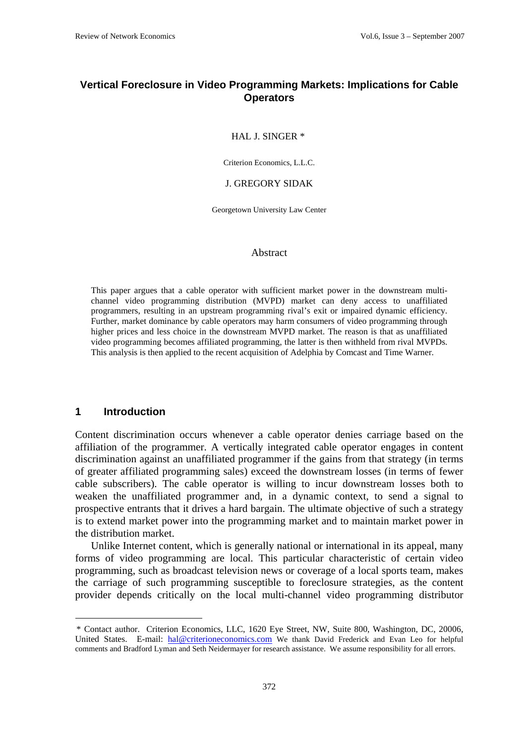# Vertical Foreclosure in Video Programming Markets: Implications for Cable Operators

HAL J. SINGER *

Criterion Economics, L.L.C.

J. GREGORY SIDAK

Georgetown University Law Center

## Abstract

This paper argues that a cable operator with sufficient market power in the downstream multi-channel video programming distribution (MVPD) market can deny access to unaffiliated programmers, resulting in an upstream programming rival's exit or impaired dynamic efficiency. Further, market dominance by cable operators may harm consumers of video programming through higher prices and less choice in the downstream MVPD market. The reason is that as unaffiliated video programming becomes affiliated programming, the latter is then withheld from rival MVPDs. This analysis is then applied to the recent acquisition of Adelphia by Comcast and Time Warner.

## 1 Introduction

Content discrimination occurs whenever a cable operator denies carriage based on the affiliation of the programmer. A vertically integrated cable operator engages in content discrimination against an unaffiliated programmer if the gains from that strategy (in terms of greater affiliated programming sales) exceed the downstream losses (in terms of fewer cable subscribers). The cable operator is willing to incur downstream losses both to weaken the unaffiliated programmer and, in a dynamic context, to send a signal to prospective entrants that it drives a hard bargain. The ultimate objective of such a strategy is to extend market power into the programming market and to maintain market power in the distribution market.

Unlike Internet content, which is generally national or international in its appeal, many forms of video programming are local. This particular characteristic of certain video programming, such as broadcast television news or coverage of a local sports team, makes the carriage of such programming susceptible to foreclosure strategies, as the content provider depends critically on the local multi-channel video programming distributor

---

\* Contact author. Criterion Economics, LLC, 1620 Eye Street, NW, Suite 800, Washington, DC, 20006, United States. E-mail: hal@criterioneconomics.com We thank David Frederick and Evan Leo for helpful comments and Bradford Lyman and Seth Neidermayer for research assistance. We assume responsibility for all errors.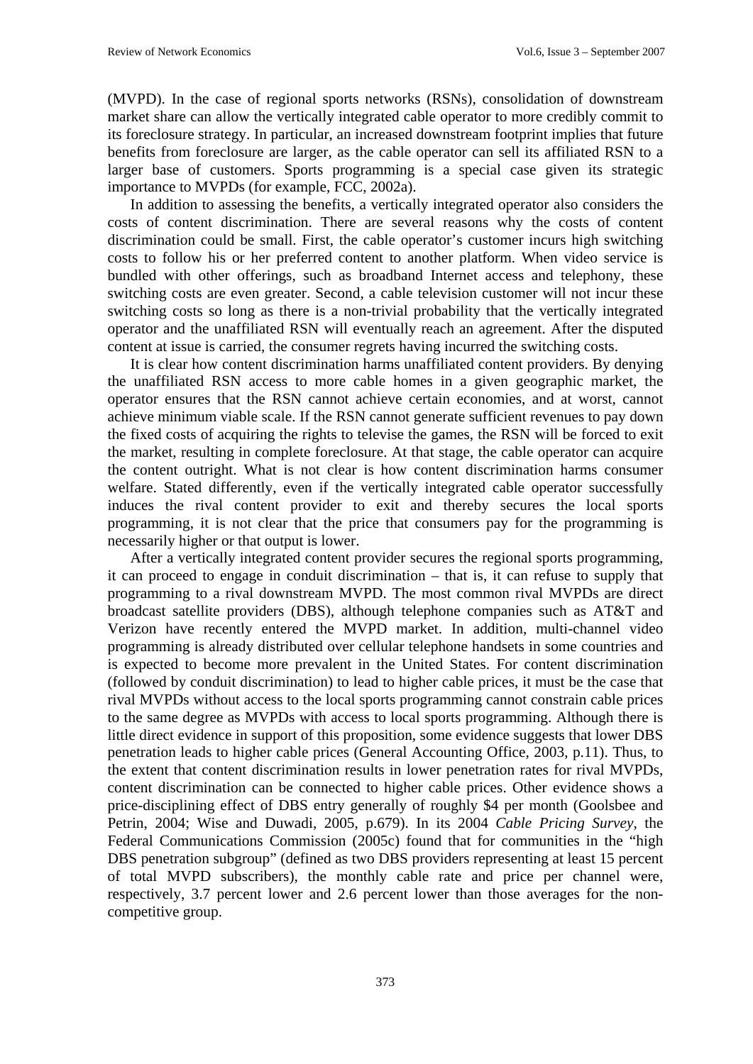(MVPD). In the case of regional sports networks (RSNs), consolidation of downstream market share can allow the vertically integrated cable operator to more credibly commit to its foreclosure strategy. In particular, an increased downstream footprint implies that future benefits from foreclosure are larger, as the cable operator can sell its affiliated RSN to a larger base of customers. Sports programming is a special case given its strategic importance to MVPDs (for example, FCC, 2002a).

In addition to assessing the benefits, a vertically integrated operator also considers the costs of content discrimination. There are several reasons why the costs of content discrimination could be small. First, the cable operator's customer incurs high switching costs to follow his or her preferred content to another platform. When video service is bundled with other offerings, such as broadband Internet access and telephony, these switching costs are even greater. Second, a cable television customer will not incur these switching costs so long as there is a non-trivial probability that the vertically integrated operator and the unaffiliated RSN will eventually reach an agreement. After the disputed content at issue is carried, the consumer regrets having incurred the switching costs.

It is clear how content discrimination harms unaffiliated content providers. By denying the unaffiliated RSN access to more cable homes in a given geographic market, the operator ensures that the RSN cannot achieve certain economies, and at worst, cannot achieve minimum viable scale. If the RSN cannot generate sufficient revenues to pay down the fixed costs of acquiring the rights to televise the games, the RSN will be forced to exit the market, resulting in complete foreclosure. At that stage, the cable operator can acquire the content outright. What is not clear is how content discrimination harms consumer welfare. Stated differently, even if the vertically integrated cable operator successfully induces the rival content provider to exit and thereby secures the local sports programming, it is not clear that the price that consumers pay for the programming is necessarily higher or that output is lower.

After a vertically integrated content provider secures the regional sports programming, it can proceed to engage in conduit discrimination – that is, it can refuse to supply that programming to a rival downstream MVPD. The most common rival MVPDs are direct broadcast satellite providers (DBS), although telephone companies such as AT&T and Verizon have recently entered the MVPD market. In addition, multi-channel video programming is already distributed over cellular telephone handsets in some countries and is expected to become more prevalent in the United States. For content discrimination (followed by conduit discrimination) to lead to higher cable prices, it must be the case that rival MVPDs without access to the local sports programming cannot constrain cable prices to the same degree as MVPDs with access to local sports programming. Although there is little direct evidence in support of this proposition, some evidence suggests that lower DBS penetration leads to higher cable prices (General Accounting Office, 2003, p.11). Thus, to the extent that content discrimination results in lower penetration rates for rival MVPDs, content discrimination can be connected to higher cable prices. Other evidence shows a price-disciplining effect of DBS entry generally of roughly $4 per month (Goolsbee and Petrin, 2004; Wise and Duwadi, 2005, p.679). In its 2004 *Cable Pricing Survey*, the Federal Communications Commission (2005c) found that for communities in the "high DBS penetration subgroup" (defined as two DBS providers representing at least 15 percent of total MVPD subscribers), the monthly cable rate and price per channel were, respectively, 3.7 percent lower and 2.6 percent lower than those averages for the non-competitive group.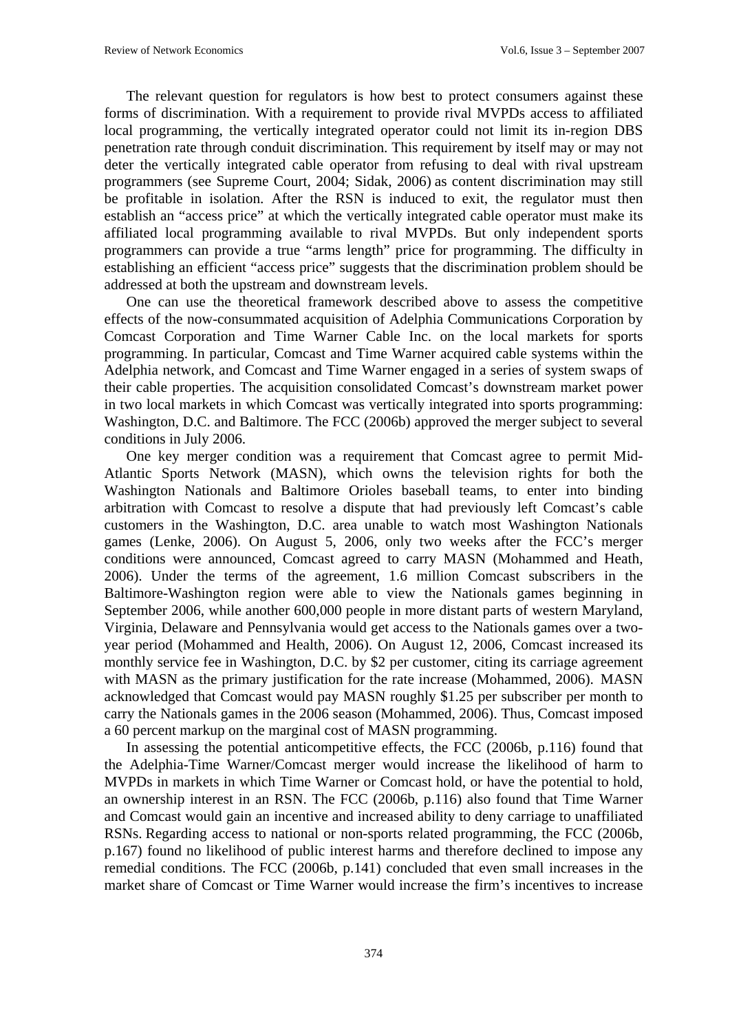The relevant question for regulators is how best to protect consumers against these forms of discrimination. With a requirement to provide rival MVPDs access to affiliated local programming, the vertically integrated operator could not limit its in-region DBS penetration rate through conduit discrimination. This requirement by itself may or may not deter the vertically integrated cable operator from refusing to deal with rival upstream programmers (see Supreme Court, 2004; Sidak, 2006) as content discrimination may still be profitable in isolation. After the RSN is induced to exit, the regulator must then establish an "access price" at which the vertically integrated cable operator must make its affiliated local programming available to rival MVPDs. But only independent sports programmers can provide a true "arms length" price for programming. The difficulty in establishing an efficient "access price" suggests that the discrimination problem should be addressed at both the upstream and downstream levels.

One can use the theoretical framework described above to assess the competitive effects of the now-consummated acquisition of Adelphia Communications Corporation by Comcast Corporation and Time Warner Cable Inc. on the local markets for sports programming. In particular, Comcast and Time Warner acquired cable systems within the Adelphia network, and Comcast and Time Warner engaged in a series of system swaps of their cable properties. The acquisition consolidated Comcast's downstream market power in two local markets in which Comcast was vertically integrated into sports programming: Washington, D.C. and Baltimore. The FCC (2006b) approved the merger subject to several conditions in July 2006.

One key merger condition was a requirement that Comcast agree to permit Mid-Atlantic Sports Network (MASN), which owns the television rights for both the Washington Nationals and Baltimore Orioles baseball teams, to enter into binding arbitration with Comcast to resolve a dispute that had previously left Comcast's cable customers in the Washington, D.C. area unable to watch most Washington Nationals games (Lenke, 2006). On August 5, 2006, only two weeks after the FCC's merger conditions were announced, Comcast agreed to carry MASN (Mohammed and Heath, 2006). Under the terms of the agreement, 1.6 million Comcast subscribers in the Baltimore-Washington region were able to view the Nationals games beginning in September 2006, while another 600,000 people in more distant parts of western Maryland, Virginia, Delaware and Pennsylvania would get access to the Nationals games over a two-year period (Mohammed and Health, 2006). On August 12, 2006, Comcast increased its monthly service fee in Washington, D.C. by \$2 per customer, citing its carriage agreement with MASN as the primary justification for the rate increase (Mohammed, 2006). MASN acknowledged that Comcast would pay MASN roughly \$1.25 per subscriber per month to carry the Nationals games in the 2006 season (Mohammed, 2006). Thus, Comcast imposed a 60 percent markup on the marginal cost of MASN programming.

In assessing the potential anticompetitive effects, the FCC (2006b, p.116) found that the Adelphia-Time Warner/Comcast merger would increase the likelihood of harm to MVPDs in markets in which Time Warner or Comcast hold, or have the potential to hold, an ownership interest in an RSN. The FCC (2006b, p.116) also found that Time Warner and Comcast would gain an incentive and increased ability to deny carriage to unaffiliated RSNs. Regarding access to national or non-sports related programming, the FCC (2006b, p.167) found no likelihood of public interest harms and therefore declined to impose any remedial conditions. The FCC (2006b, p.141) concluded that even small increases in the market share of Comcast or Time Warner would increase the firm's incentives to increase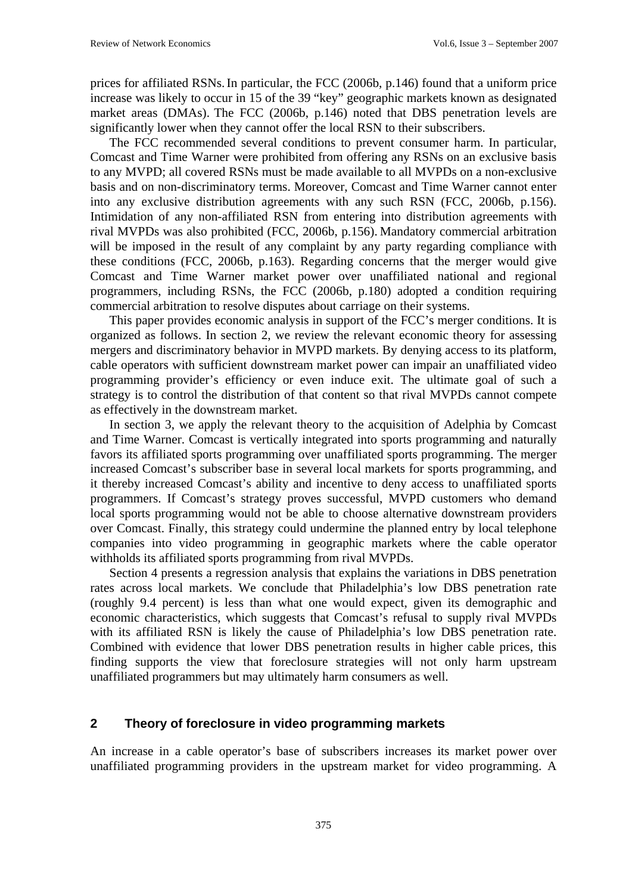prices for affiliated RSNs. In particular, the FCC (2006b, p.146) found that a uniform price increase was likely to occur in 15 of the 39 "key" geographic markets known as designated market areas (DMAs). The FCC (2006b, p.146) noted that DBS penetration levels are significantly lower when they cannot offer the local RSN to their subscribers.

The FCC recommended several conditions to prevent consumer harm. In particular, Comcast and Time Warner were prohibited from offering any RSNs on an exclusive basis to any MVPD; all covered RSNs must be made available to all MVPDs on a non-exclusive basis and on non-discriminatory terms. Moreover, Comcast and Time Warner cannot enter into any exclusive distribution agreements with any such RSN (FCC, 2006b, p.156). Intimidation of any non-affiliated RSN from entering into distribution agreements with rival MVPDs was also prohibited (FCC, 2006b, p.156). Mandatory commercial arbitration will be imposed in the result of any complaint by any party regarding compliance with these conditions (FCC, 2006b, p.163). Regarding concerns that the merger would give Comcast and Time Warner market power over unaffiliated national and regional programmers, including RSNs, the FCC (2006b, p.180) adopted a condition requiring commercial arbitration to resolve disputes about carriage on their systems.

This paper provides economic analysis in support of the FCC's merger conditions. It is organized as follows. In section 2, we review the relevant economic theory for assessing mergers and discriminatory behavior in MVPD markets. By denying access to its platform, cable operators with sufficient downstream market power can impair an unaffiliated video programming provider's efficiency or even induce exit. The ultimate goal of such a strategy is to control the distribution of that content so that rival MVPDs cannot compete as effectively in the downstream market.

In section 3, we apply the relevant theory to the acquisition of Adelphia by Comcast and Time Warner. Comcast is vertically integrated into sports programming and naturally favors its affiliated sports programming over unaffiliated sports programming. The merger increased Comcast's subscriber base in several local markets for sports programming, and it thereby increased Comcast's ability and incentive to deny access to unaffiliated sports programmers. If Comcast's strategy proves successful, MVPD customers who demand local sports programming would not be able to choose alternative downstream providers over Comcast. Finally, this strategy could undermine the planned entry by local telephone companies into video programming in geographic markets where the cable operator withholds its affiliated sports programming from rival MVPDs.

Section 4 presents a regression analysis that explains the variations in DBS penetration rates across local markets. We conclude that Philadelphia's low DBS penetration rate (roughly 9.4 percent) is less than what one would expect, given its demographic and economic characteristics, which suggests that Comcast's refusal to supply rival MVPDs with its affiliated RSN is likely the cause of Philadelphia's low DBS penetration rate. Combined with evidence that lower DBS penetration results in higher cable prices, this finding supports the view that foreclosure strategies will not only harm upstream unaffiliated programmers but may ultimately harm consumers as well.

## 2 Theory of foreclosure in video programming markets

An increase in a cable operator's base of subscribers increases its market power over unaffiliated programming providers in the upstream market for video programming. A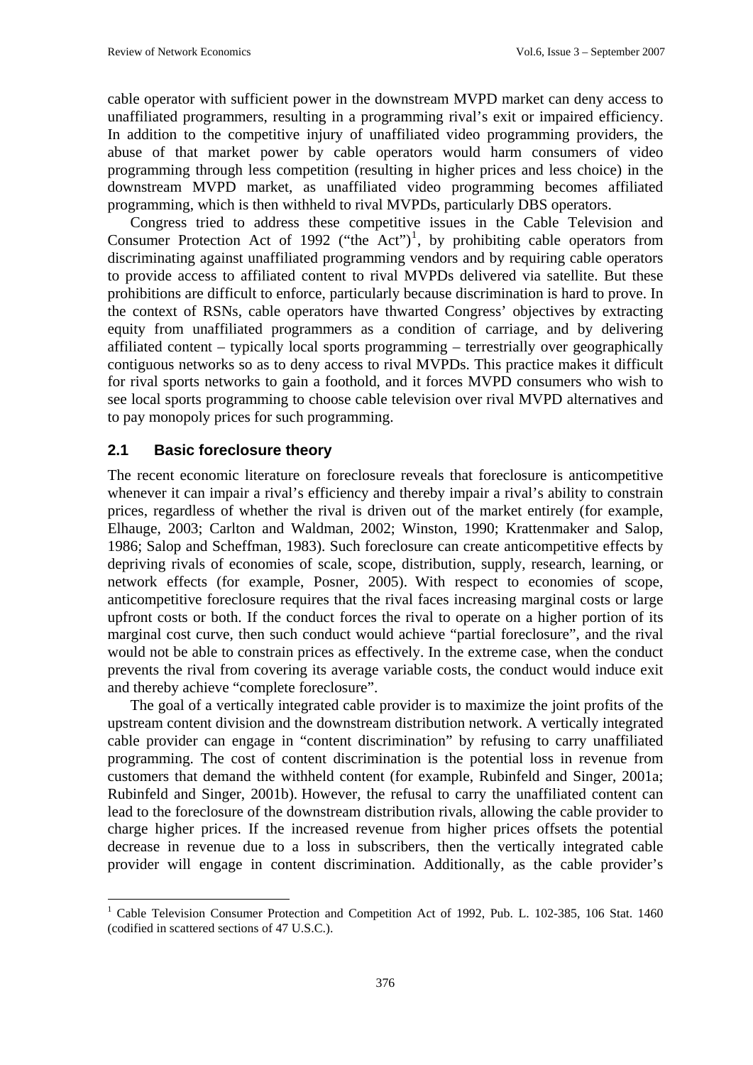cable operator with sufficient power in the downstream MVPD market can deny access to unaffiliated programmers, resulting in a programming rival's exit or impaired efficiency. In addition to the competitive injury of unaffiliated video programming providers, the abuse of that market power by cable operators would harm consumers of video programming through less competition (resulting in higher prices and less choice) in the downstream MVPD market, as unaffiliated video programming becomes affiliated programming, which is then withheld to rival MVPDs, particularly DBS operators.

Congress tried to address these competitive issues in the Cable Television and Consumer Protection Act of 1992 ("the Act")[1], by prohibiting cable operators from discriminating against unaffiliated programming vendors and by requiring cable operators to provide access to affiliated content to rival MVPDs delivered via satellite. But these prohibitions are difficult to enforce, particularly because discrimination is hard to prove. In the context of RSNs, cable operators have thwarted Congress' objectives by extracting equity from unaffiliated programmers as a condition of carriage, and by delivering affiliated content – typically local sports programming – terrestrially over geographically contiguous networks so as to deny access to rival MVPDs. This practice makes it difficult for rival sports networks to gain a foothold, and it forces MVPD consumers who wish to see local sports programming to choose cable television over rival MVPD alternatives and to pay monopoly prices for such programming.

## 2.1 Basic foreclosure theory

The recent economic literature on foreclosure reveals that foreclosure is anticompetitive whenever it can impair a rival's efficiency and thereby impair a rival's ability to constrain prices, regardless of whether the rival is driven out of the market entirely (for example, Elhauge, 2003; Carlton and Waldman, 2002; Winston, 1990; Krattenmaker and Salop, 1986; Salop and Scheffman, 1983). Such foreclosure can create anticompetitive effects by depriving rivals of economies of scale, scope, distribution, supply, research, learning, or network effects (for example, Posner, 2005). With respect to economies of scope, anticompetitive foreclosure requires that the rival faces increasing marginal costs or large upfront costs or both. If the conduct forces the rival to operate on a higher portion of its marginal cost curve, then such conduct would achieve "partial foreclosure", and the rival would not be able to constrain prices as effectively. In the extreme case, when the conduct prevents the rival from covering its average variable costs, the conduct would induce exit and thereby achieve "complete foreclosure".

The goal of a vertically integrated cable provider is to maximize the joint profits of the upstream content division and the downstream distribution network. A vertically integrated cable provider can engage in "content discrimination" by refusing to carry unaffiliated programming. The cost of content discrimination is the potential loss in revenue from customers that demand the withheld content (for example, Rubinfeld and Singer, 2001a; Rubinfeld and Singer, 2001b). However, the refusal to carry the unaffiliated content can lead to the foreclosure of the downstream distribution rivals, allowing the cable provider to charge higher prices. If the increased revenue from higher prices offsets the potential decrease in revenue due to a loss in subscribers, then the vertically integrated cable provider will engage in content discrimination. Additionally, as the cable provider's

[1] Cable Television Consumer Protection and Competition Act of 1992, Pub. L. 102-385, 106 Stat. 1460 (codified in scattered sections of 47 U.S.C.).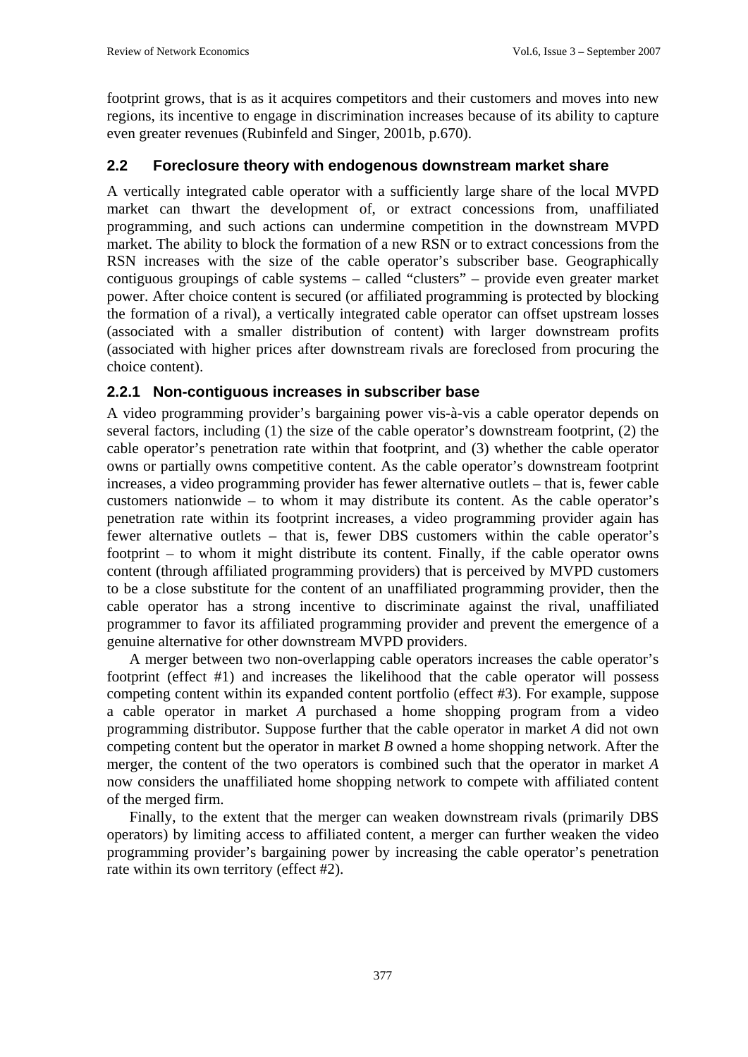footprint grows, that is as it acquires competitors and their customers and moves into new regions, its incentive to engage in discrimination increases because of its ability to capture even greater revenues (Rubinfeld and Singer, 2001b, p.670).

## 2.2 Foreclosure theory with endogenous downstream market share

A vertically integrated cable operator with a sufficiently large share of the local MVPD market can thwart the development of, or extract concessions from, unaffiliated programming, and such actions can undermine competition in the downstream MVPD market. The ability to block the formation of a new RSN or to extract concessions from the RSN increases with the size of the cable operator's subscriber base. Geographically contiguous groupings of cable systems – called "clusters" – provide even greater market power. After choice content is secured (or affiliated programming is protected by blocking the formation of a rival), a vertically integrated cable operator can offset upstream losses (associated with a smaller distribution of content) with larger downstream profits (associated with higher prices after downstream rivals are foreclosed from procuring the choice content).

### 2.2.1 Non-contiguous increases in subscriber base

A video programming provider's bargaining power vis-à-vis a cable operator depends on several factors, including (1) the size of the cable operator's downstream footprint, (2) the cable operator's penetration rate within that footprint, and (3) whether the cable operator owns or partially owns competitive content. As the cable operator's downstream footprint increases, a video programming provider has fewer alternative outlets – that is, fewer cable customers nationwide – to whom it may distribute its content. As the cable operator's penetration rate within its footprint increases, a video programming provider again has fewer alternative outlets – that is, fewer DBS customers within the cable operator's footprint – to whom it might distribute its content. Finally, if the cable operator owns content (through affiliated programming providers) that is perceived by MVPD customers to be a close substitute for the content of an unaffiliated programming provider, then the cable operator has a strong incentive to discriminate against the rival, unaffiliated programmer to favor its affiliated programming provider and prevent the emergence of a genuine alternative for other downstream MVPD providers.

A merger between two non-overlapping cable operators increases the cable operator's footprint (effect #1) and increases the likelihood that the cable operator will possess competing content within its expanded content portfolio (effect #3). For example, suppose a cable operator in market *A* purchased a home shopping program from a video programming distributor. Suppose further that the cable operator in market *A* did not own competing content but the operator in market *B* owned a home shopping network. After the merger, the content of the two operators is combined such that the operator in market *A* now considers the unaffiliated home shopping network to compete with affiliated content of the merged firm.

Finally, to the extent that the merger can weaken downstream rivals (primarily DBS operators) by limiting access to affiliated content, a merger can further weaken the video programming provider's bargaining power by increasing the cable operator's penetration rate within its own territory (effect #2).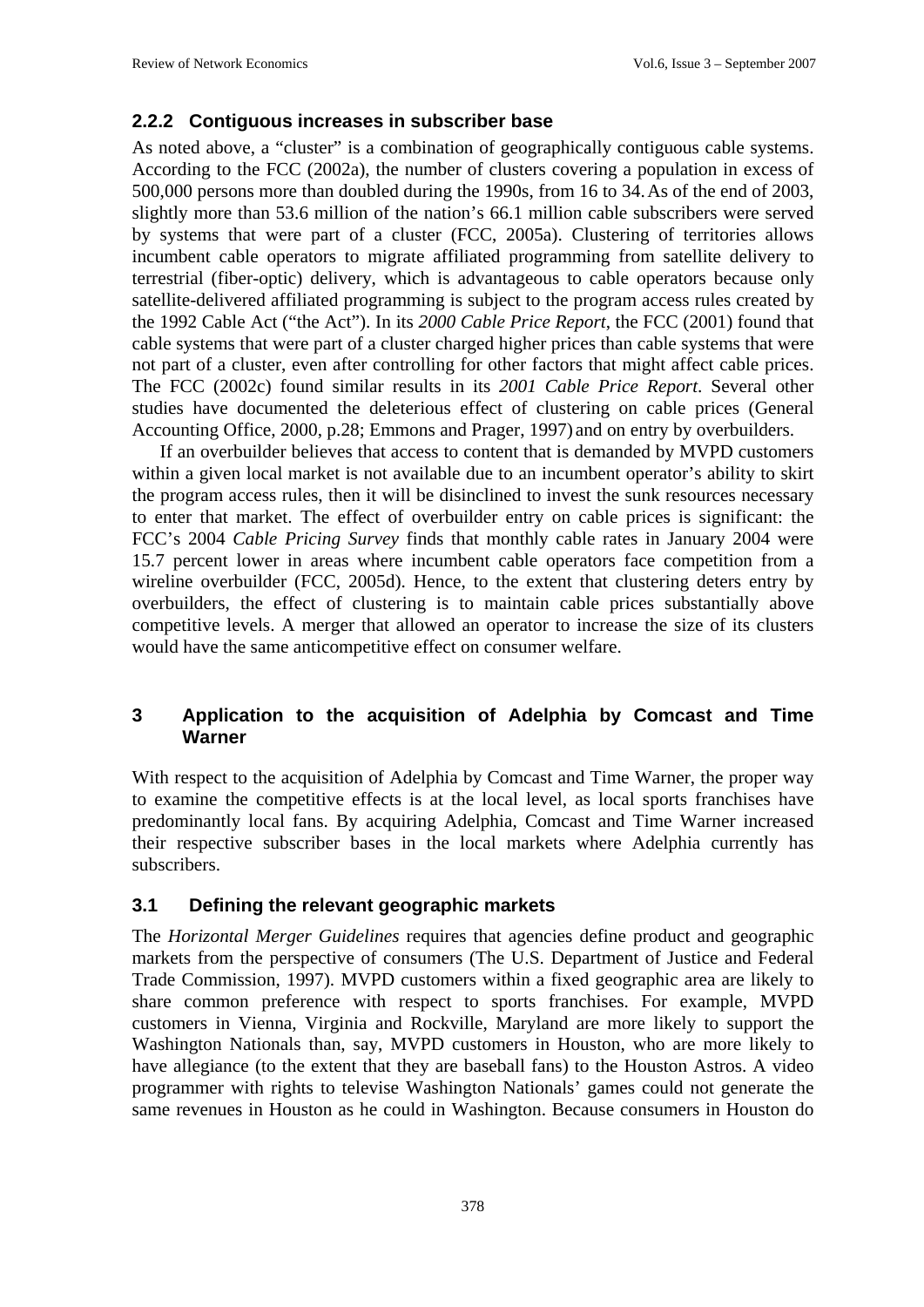### 2.2.2 Contiguous increases in subscriber base

As noted above, a "cluster" is a combination of geographically contiguous cable systems. According to the FCC (2002a), the number of clusters covering a population in excess of 500,000 persons more than doubled during the 1990s, from 16 to 34. As of the end of 2003, slightly more than 53.6 million of the nation's 66.1 million cable subscribers were served by systems that were part of a cluster (FCC, 2005a). Clustering of territories allows incumbent cable operators to migrate affiliated programming from satellite delivery to terrestrial (fiber-optic) delivery, which is advantageous to cable operators because only satellite-delivered affiliated programming is subject to the program access rules created by the 1992 Cable Act ("the Act"). In its *2000 Cable Price Report*, the FCC (2001) found that cable systems that were part of a cluster charged higher prices than cable systems that were not part of a cluster, even after controlling for other factors that might affect cable prices. The FCC (2002c) found similar results in its *2001 Cable Price Report*. Several other studies have documented the deleterious effect of clustering on cable prices (General Accounting Office, 2000, p.28; Emmons and Prager, 1997) and on entry by overbuilders.

If an overbuilder believes that access to content that is demanded by MVPD customers within a given local market is not available due to an incumbent operator's ability to skirt the program access rules, then it will be disinclined to invest the sunk resources necessary to enter that market. The effect of overbuilder entry on cable prices is significant: the FCC's 2004 *Cable Pricing Survey* finds that monthly cable rates in January 2004 were 15.7 percent lower in areas where incumbent cable operators face competition from a wireline overbuilder (FCC, 2005d). Hence, to the extent that clustering deters entry by overbuilders, the effect of clustering is to maintain cable prices substantially above competitive levels. A merger that allowed an operator to increase the size of its clusters would have the same anticompetitive effect on consumer welfare.

## 3 Application to the acquisition of Adelphia by Comcast and Time Warner

With respect to the acquisition of Adelphia by Comcast and Time Warner, the proper way to examine the competitive effects is at the local level, as local sports franchises have predominantly local fans. By acquiring Adelphia, Comcast and Time Warner increased their respective subscriber bases in the local markets where Adelphia currently has subscribers.

### 3.1 Defining the relevant geographic markets

The *Horizontal Merger Guidelines* requires that agencies define product and geographic markets from the perspective of consumers (The U.S. Department of Justice and Federal Trade Commission, 1997). MVPD customers within a fixed geographic area are likely to share common preference with respect to sports franchises. For example, MVPD customers in Vienna, Virginia and Rockville, Maryland are more likely to support the Washington Nationals than, say, MVPD customers in Houston, who are more likely to have allegiance (to the extent that they are baseball fans) to the Houston Astros. A video programmer with rights to televise Washington Nationals' games could not generate the same revenues in Houston as he could in Washington. Because consumers in Houston do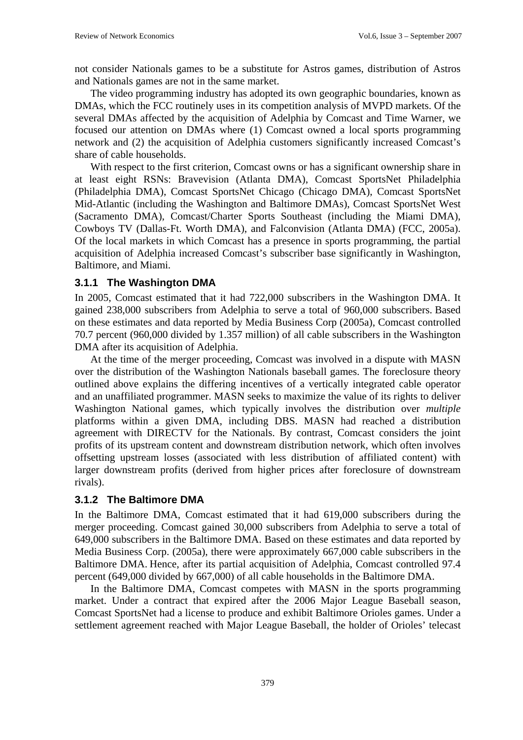not consider Nationals games to be a substitute for Astros games, distribution of Astros and Nationals games are not in the same market.

The video programming industry has adopted its own geographic boundaries, known as DMAs, which the FCC routinely uses in its competition analysis of MVPD markets. Of the several DMAs affected by the acquisition of Adelphia by Comcast and Time Warner, we focused our attention on DMAs where (1) Comcast owned a local sports programming network and (2) the acquisition of Adelphia customers significantly increased Comcast's share of cable households.

With respect to the first criterion, Comcast owns or has a significant ownership share in at least eight RSNs: Bravevision (Atlanta DMA), Comcast SportsNet Philadelphia (Philadelphia DMA), Comcast SportsNet Chicago (Chicago DMA), Comcast SportsNet Mid-Atlantic (including the Washington and Baltimore DMAs), Comcast SportsNet West (Sacramento DMA), Comcast/Charter Sports Southeast (including the Miami DMA), Cowboys TV (Dallas-Ft. Worth DMA), and Falconvision (Atlanta DMA) (FCC, 2005a). Of the local markets in which Comcast has a presence in sports programming, the partial acquisition of Adelphia increased Comcast's subscriber base significantly in Washington, Baltimore, and Miami.

### 3.1.1 The Washington DMA

In 2005, Comcast estimated that it had 722,000 subscribers in the Washington DMA. It gained 238,000 subscribers from Adelphia to serve a total of 960,000 subscribers. Based on these estimates and data reported by Media Business Corp (2005a), Comcast controlled 70.7 percent (960,000 divided by 1.357 million) of all cable subscribers in the Washington DMA after its acquisition of Adelphia.

At the time of the merger proceeding, Comcast was involved in a dispute with MASN over the distribution of the Washington Nationals baseball games. The foreclosure theory outlined above explains the differing incentives of a vertically integrated cable operator and an unaffiliated programmer. MASN seeks to maximize the value of its rights to deliver Washington National games, which typically involves the distribution over *multiple* platforms within a given DMA, including DBS. MASN had reached a distribution agreement with DIRECTV for the Nationals. By contrast, Comcast considers the joint profits of its upstream content and downstream distribution network, which often involves offsetting upstream losses (associated with less distribution of affiliated content) with larger downstream profits (derived from higher prices after foreclosure of downstream rivals).

### 3.1.2 The Baltimore DMA

In the Baltimore DMA, Comcast estimated that it had 619,000 subscribers during the merger proceeding. Comcast gained 30,000 subscribers from Adelphia to serve a total of 649,000 subscribers in the Baltimore DMA. Based on these estimates and data reported by Media Business Corp. (2005a), there were approximately 667,000 cable subscribers in the Baltimore DMA. Hence, after its partial acquisition of Adelphia, Comcast controlled 97.4 percent (649,000 divided by 667,000) of all cable households in the Baltimore DMA.

In the Baltimore DMA, Comcast competes with MASN in the sports programming market. Under a contract that expired after the 2006 Major League Baseball season, Comcast SportsNet had a license to produce and exhibit Baltimore Orioles games. Under a settlement agreement reached with Major League Baseball, the holder of Orioles' telecast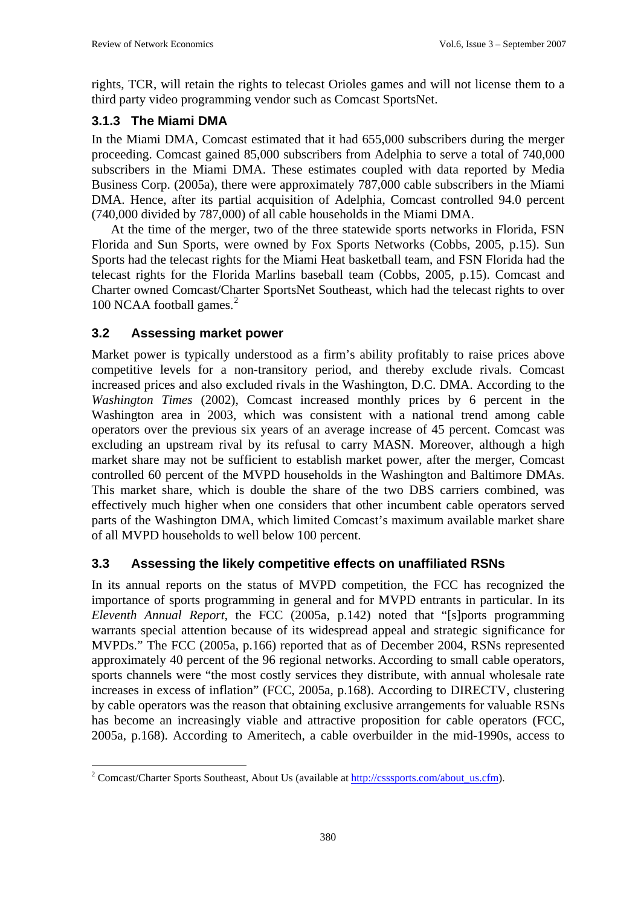rights, TCR, will retain the rights to telecast Orioles games and will not license them to a third party video programming vendor such as Comcast SportsNet.

### 3.1.3 The Miami DMA

In the Miami DMA, Comcast estimated that it had 655,000 subscribers during the merger proceeding. Comcast gained 85,000 subscribers from Adelphia to serve a total of 740,000 subscribers in the Miami DMA. These estimates coupled with data reported by Media Business Corp. (2005a), there were approximately 787,000 cable subscribers in the Miami DMA. Hence, after its partial acquisition of Adelphia, Comcast controlled 94.0 percent (740,000 divided by 787,000) of all cable households in the Miami DMA.

At the time of the merger, two of the three statewide sports networks in Florida, FSN Florida and Sun Sports, were owned by Fox Sports Networks (Cobbs, 2005, p.15). Sun Sports had the telecast rights for the Miami Heat basketball team, and FSN Florida had the telecast rights for the Florida Marlins baseball team (Cobbs, 2005, p.15). Comcast and Charter owned Comcast/Charter SportsNet Southeast, which had the telecast rights to over 100 NCAA football games.[2]

## 3.2 Assessing market power

Market power is typically understood as a firm's ability profitably to raise prices above competitive levels for a non-transitory period, and thereby exclude rivals. Comcast increased prices and also excluded rivals in the Washington, D.C. DMA. According to the *Washington Times* (2002), Comcast increased monthly prices by 6 percent in the Washington area in 2003, which was consistent with a national trend among cable operators over the previous six years of an average increase of 45 percent. Comcast was excluding an upstream rival by its refusal to carry MASN. Moreover, although a high market share may not be sufficient to establish market power, after the merger, Comcast controlled 60 percent of the MVPD households in the Washington and Baltimore DMAs. This market share, which is double the share of the two DBS carriers combined, was effectively much higher when one considers that other incumbent cable operators served parts of the Washington DMA, which limited Comcast's maximum available market share of all MVPD households to well below 100 percent.

## 3.3 Assessing the likely competitive effects on unaffiliated RSNs

In its annual reports on the status of MVPD competition, the FCC has recognized the importance of sports programming in general and for MVPD entrants in particular. In its *Eleventh Annual Report*, the FCC (2005a, p.142) noted that "[s]ports programming warrants special attention because of its widespread appeal and strategic significance for MVPDs." The FCC (2005a, p.166) reported that as of December 2004, RSNs represented approximately 40 percent of the 96 regional networks. According to small cable operators, sports channels were "the most costly services they distribute, with annual wholesale rate increases in excess of inflation" (FCC, 2005a, p.168). According to DIRECTV, clustering by cable operators was the reason that obtaining exclusive arrangements for valuable RSNs has become an increasingly viable and attractive proposition for cable operators (FCC, 2005a, p.168). According to Ameritech, a cable overbuilder in the mid-1990s, access to

[2] Comcast/Charter Sports Southeast, About Us (available at http://csssports.com/about_us.cfm).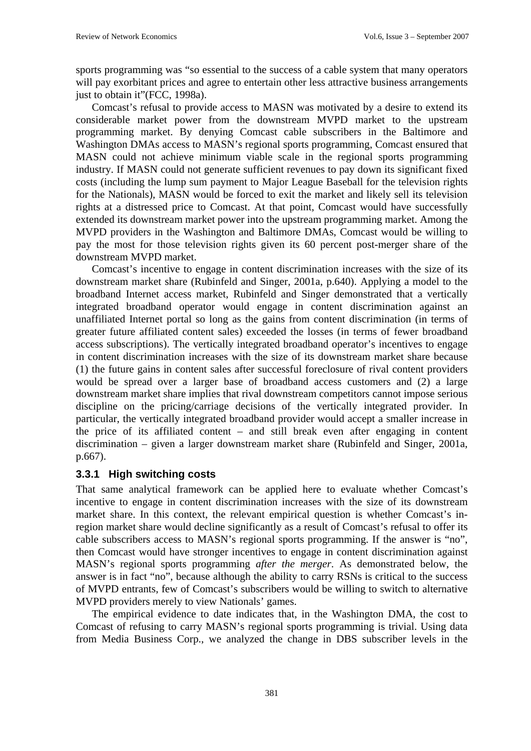sports programming was "so essential to the success of a cable system that many operators will pay exorbitant prices and agree to entertain other less attractive business arrangements just to obtain it"(FCC, 1998a).

Comcast's refusal to provide access to MASN was motivated by a desire to extend its considerable market power from the downstream MVPD market to the upstream programming market. By denying Comcast cable subscribers in the Baltimore and Washington DMAs access to MASN's regional sports programming, Comcast ensured that MASN could not achieve minimum viable scale in the regional sports programming industry. If MASN could not generate sufficient revenues to pay down its significant fixed costs (including the lump sum payment to Major League Baseball for the television rights for the Nationals), MASN would be forced to exit the market and likely sell its television rights at a distressed price to Comcast. At that point, Comcast would have successfully extended its downstream market power into the upstream programming market. Among the MVPD providers in the Washington and Baltimore DMAs, Comcast would be willing to pay the most for those television rights given its 60 percent post-merger share of the downstream MVPD market.

Comcast's incentive to engage in content discrimination increases with the size of its downstream market share (Rubinfeld and Singer, 2001a, p.640). Applying a model to the broadband Internet access market, Rubinfeld and Singer demonstrated that a vertically integrated broadband operator would engage in content discrimination against an unaffiliated Internet portal so long as the gains from content discrimination (in terms of greater future affiliated content sales) exceeded the losses (in terms of fewer broadband access subscriptions). The vertically integrated broadband operator's incentives to engage in content discrimination increases with the size of its downstream market share because (1) the future gains in content sales after successful foreclosure of rival content providers would be spread over a larger base of broadband access customers and (2) a large downstream market share implies that rival downstream competitors cannot impose serious discipline on the pricing/carriage decisions of the vertically integrated provider. In particular, the vertically integrated broadband provider would accept a smaller increase in the price of its affiliated content – and still break even after engaging in content discrimination – given a larger downstream market share (Rubinfeld and Singer, 2001a, p.667).

### 3.3.1 High switching costs

That same analytical framework can be applied here to evaluate whether Comcast's incentive to engage in content discrimination increases with the size of its downstream market share. In this context, the relevant empirical question is whether Comcast's in-region market share would decline significantly as a result of Comcast's refusal to offer its cable subscribers access to MASN's regional sports programming. If the answer is "no", then Comcast would have stronger incentives to engage in content discrimination against MASN's regional sports programming *after the merger*. As demonstrated below, the answer is in fact "no", because although the ability to carry RSNs is critical to the success of MVPD entrants, few of Comcast's subscribers would be willing to switch to alternative MVPD providers merely to view Nationals' games.

The empirical evidence to date indicates that, in the Washington DMA, the cost to Comcast of refusing to carry MASN's regional sports programming is trivial. Using data from Media Business Corp., we analyzed the change in DBS subscriber levels in the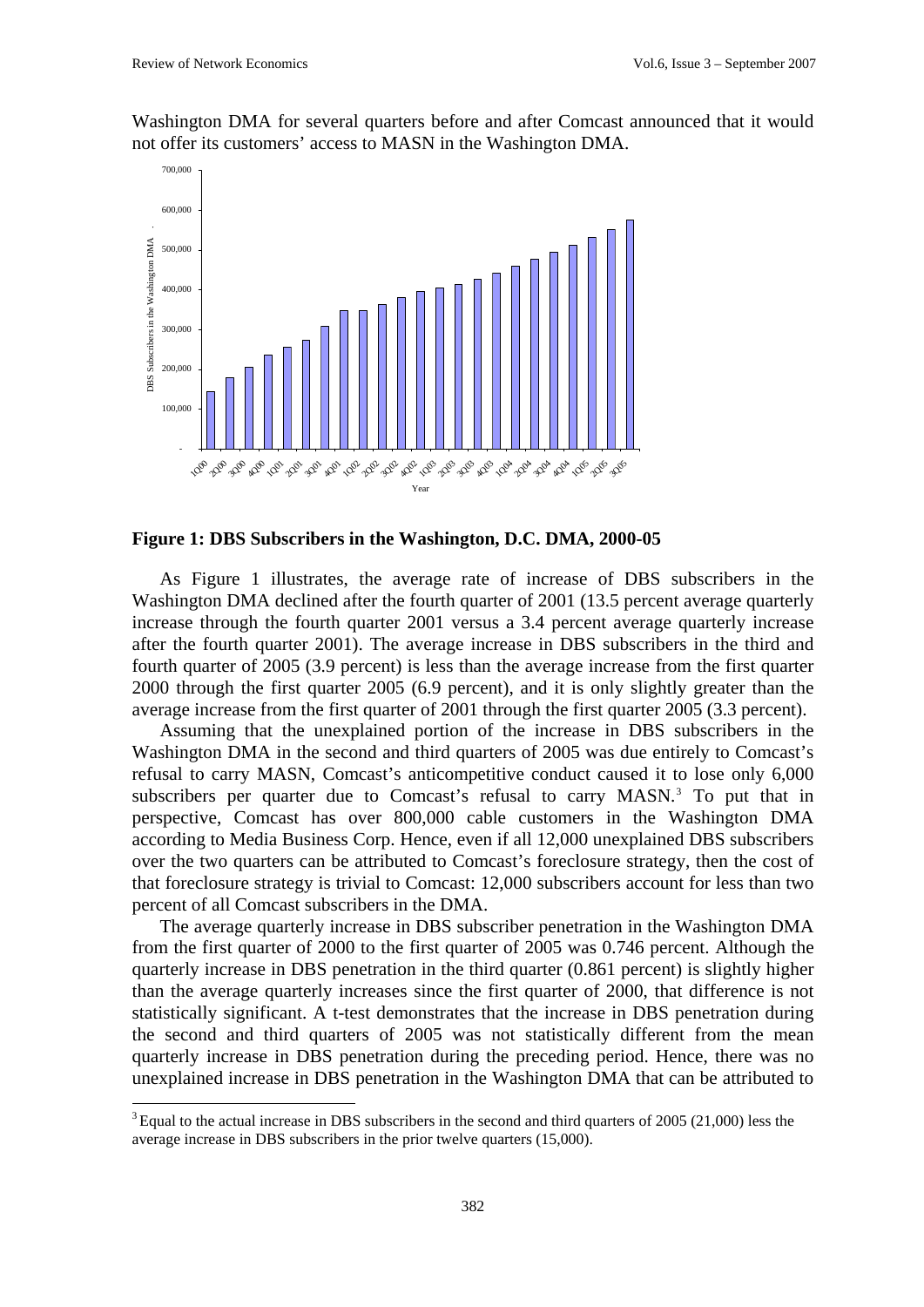Washington DMA for several quarters before and after Comcast announced that it would not offer its customers' access to MASN in the Washington DMA.

**Figure 1: DBS Subscribers in the Washington, D.C. DMA, 2000-05**

As Figure 1 illustrates, the average rate of increase of DBS subscribers in the Washington DMA declined after the fourth quarter of 2001 (13.5 percent average quarterly increase through the fourth quarter 2001 versus a 3.4 percent average quarterly increase after the fourth quarter 2001). The average increase in DBS subscribers in the third and fourth quarter of 2005 (3.9 percent) is less than the average increase from the first quarter 2000 through the first quarter 2005 (6.9 percent), and it is only slightly greater than the average increase from the first quarter of 2001 through the first quarter 2005 (3.3 percent).

Assuming that the unexplained portion of the increase in DBS subscribers in the Washington DMA in the second and third quarters of 2005 was due entirely to Comcast's refusal to carry MASN, Comcast's anticompetitive conduct caused it to lose only 6,000 subscribers per quarter due to Comcast's refusal to carry MASN.[3] To put that in perspective, Comcast has over 800,000 cable customers in the Washington DMA according to Media Business Corp. Hence, even if all 12,000 unexplained DBS subscribers over the two quarters can be attributed to Comcast's foreclosure strategy, then the cost of that foreclosure strategy is trivial to Comcast: 12,000 subscribers account for less than two percent of all Comcast subscribers in the DMA.

The average quarterly increase in DBS subscriber penetration in the Washington DMA from the first quarter of 2000 to the first quarter of 2005 was 0.746 percent. Although the quarterly increase in DBS penetration in the third quarter (0.861 percent) is slightly higher than the average quarterly increases since the first quarter of 2000, that difference is not statistically significant. A t-test demonstrates that the increase in DBS penetration during the second and third quarters of 2005 was not statistically different from the mean quarterly increase in DBS penetration during the preceding period. Hence, there was no unexplained increase in DBS penetration in the Washington DMA that can be attributed to

[3] Equal to the actual increase in DBS subscribers in the second and third quarters of 2005 (21,000) less the average increase in DBS subscribers in the prior twelve quarters (15,000).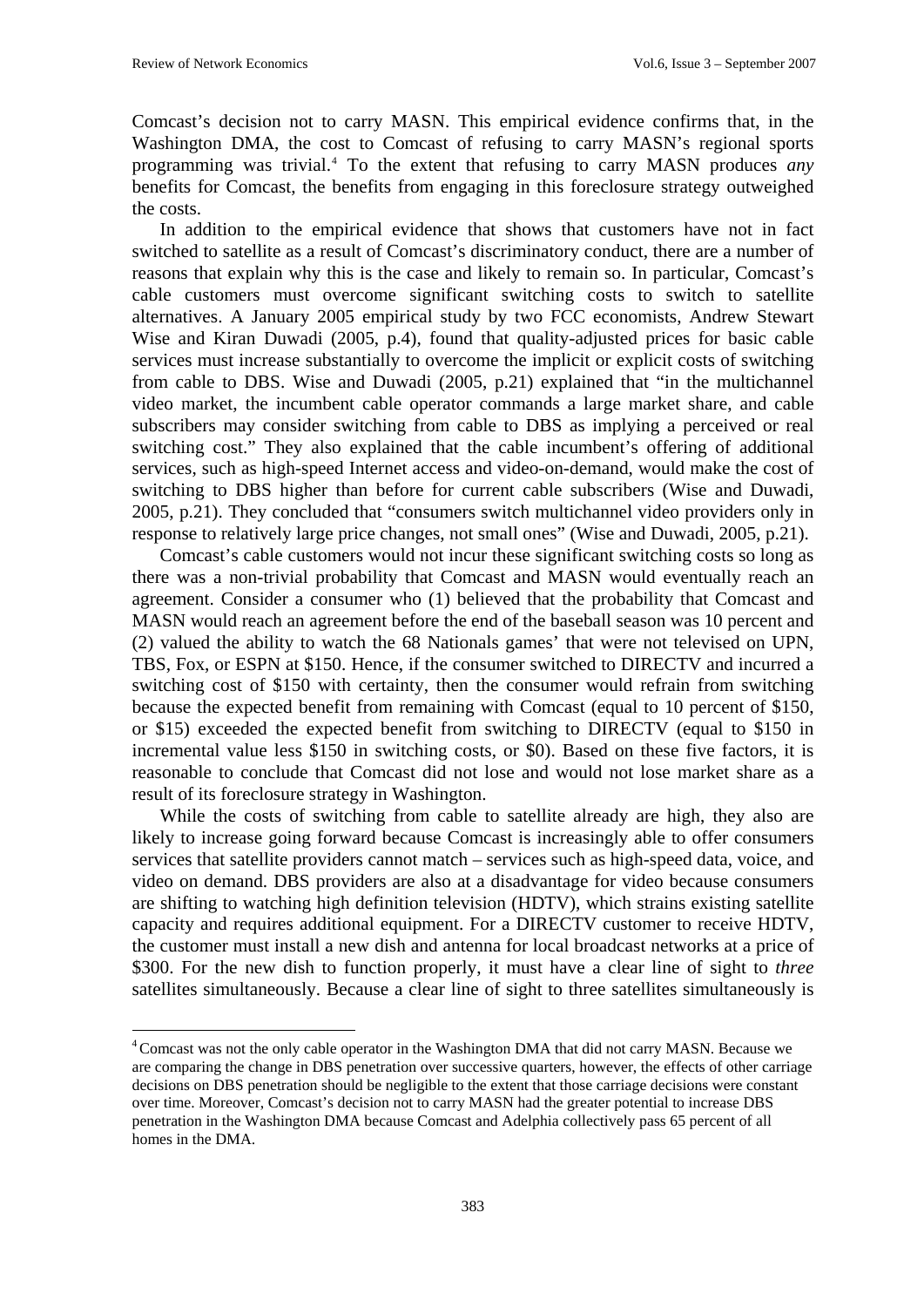Comcast's decision not to carry MASN. This empirical evidence confirms that, in the Washington DMA, the cost to Comcast of refusing to carry MASN's regional sports programming was trivial.[4] To the extent that refusing to carry MASN produces *any* benefits for Comcast, the benefits from engaging in this foreclosure strategy outweighed the costs.

In addition to the empirical evidence that shows that customers have not in fact switched to satellite as a result of Comcast's discriminatory conduct, there are a number of reasons that explain why this is the case and likely to remain so. In particular, Comcast's cable customers must overcome significant switching costs to switch to satellite alternatives. A January 2005 empirical study by two FCC economists, Andrew Stewart Wise and Kiran Duwadi (2005, p.4), found that quality-adjusted prices for basic cable services must increase substantially to overcome the implicit or explicit costs of switching from cable to DBS. Wise and Duwadi (2005, p.21) explained that "in the multichannel video market, the incumbent cable operator commands a large market share, and cable subscribers may consider switching from cable to DBS as implying a perceived or real switching cost." They also explained that the cable incumbent's offering of additional services, such as high-speed Internet access and video-on-demand, would make the cost of switching to DBS higher than before for current cable subscribers (Wise and Duwadi, 2005, p.21). They concluded that "consumers switch multichannel video providers only in response to relatively large price changes, not small ones" (Wise and Duwadi, 2005, p.21).

Comcast's cable customers would not incur these significant switching costs so long as there was a non-trivial probability that Comcast and MASN would eventually reach an agreement. Consider a consumer who (1) believed that the probability that Comcast and MASN would reach an agreement before the end of the baseball season was 10 percent and (2) valued the ability to watch the 68 Nationals games' that were not televised on UPN, TBS, Fox, or ESPN at $150. Hence, if the consumer switched to DIRECTV and incurred a switching cost of $150 with certainty, then the consumer would refrain from switching because the expected benefit from remaining with Comcast (equal to 10 percent of $150, or $15) exceeded the expected benefit from switching to DIRECTV (equal to $150 in incremental value less $150 in switching costs, or $0). Based on these five factors, it is reasonable to conclude that Comcast did not lose and would not lose market share as a result of its foreclosure strategy in Washington.

While the costs of switching from cable to satellite already are high, they also are likely to increase going forward because Comcast is increasingly able to offer consumers services that satellite providers cannot match – services such as high-speed data, voice, and video on demand. DBS providers are also at a disadvantage for video because consumers are shifting to watching high definition television (HDTV), which strains existing satellite capacity and requires additional equipment. For a DIRECTV customer to receive HDTV, the customer must install a new dish and antenna for local broadcast networks at a price of $300. For the new dish to function properly, it must have a clear line of sight to *three* satellites simultaneously. Because a clear line of sight to three satellites simultaneously is

[4] Comcast was not the only cable operator in the Washington DMA that did not carry MASN. Because we are comparing the change in DBS penetration over successive quarters, however, the effects of other carriage decisions on DBS penetration should be negligible to the extent that those carriage decisions were constant over time. Moreover, Comcast's decision not to carry MASN had the greater potential to increase DBS penetration in the Washington DMA because Comcast and Adelphia collectively pass 65 percent of all homes in the DMA.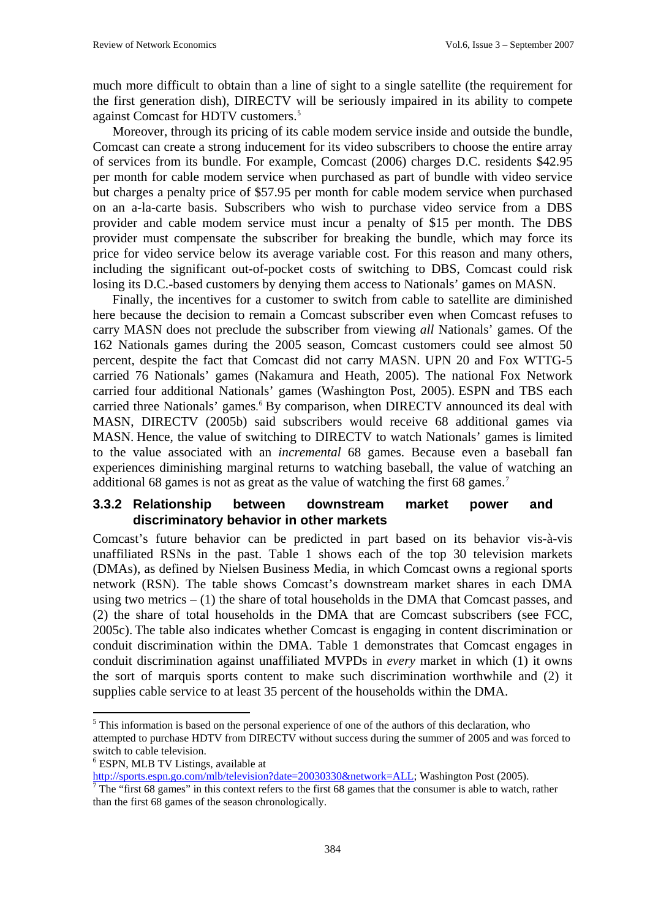much more difficult to obtain than a line of sight to a single satellite (the requirement for the first generation dish), DIRECTV will be seriously impaired in its ability to compete against Comcast for HDTV customers.[5]

Moreover, through its pricing of its cable modem service inside and outside the bundle, Comcast can create a strong inducement for its video subscribers to choose the entire array of services from its bundle. For example, Comcast (2006) charges D.C. residents $42.95 per month for cable modem service when purchased as part of bundle with video service but charges a penalty price of $57.95 per month for cable modem service when purchased on an a-la-carte basis. Subscribers who wish to purchase video service from a DBS provider and cable modem service must incur a penalty of $15 per month. The DBS provider must compensate the subscriber for breaking the bundle, which may force its price for video service below its average variable cost. For this reason and many others, including the significant out-of-pocket costs of switching to DBS, Comcast could risk losing its D.C.-based customers by denying them access to Nationals' games on MASN.

Finally, the incentives for a customer to switch from cable to satellite are diminished here because the decision to remain a Comcast subscriber even when Comcast refuses to carry MASN does not preclude the subscriber from viewing *all* Nationals' games. Of the 162 Nationals games during the 2005 season, Comcast customers could see almost 50 percent, despite the fact that Comcast did not carry MASN. UPN 20 and Fox WTTG-5 carried 76 Nationals' games (Nakamura and Heath, 2005). The national Fox Network carried four additional Nationals' games (Washington Post, 2005). ESPN and TBS each carried three Nationals' games.[6] By comparison, when DIRECTV announced its deal with MASN, DIRECTV (2005b) said subscribers would receive 68 additional games via MASN. Hence, the value of switching to DIRECTV to watch Nationals' games is limited to the value associated with an *incremental* 68 games. Because even a baseball fan experiences diminishing marginal returns to watching baseball, the value of watching an additional 68 games is not as great as the value of watching the first 68 games.[7]

### 3.3.2 Relationship between downstream market power and discriminatory behavior in other markets

Comcast's future behavior can be predicted in part based on its behavior vis-à-vis unaffiliated RSNs in the past. Table 1 shows each of the top 30 television markets (DMAs), as defined by Nielsen Business Media, in which Comcast owns a regional sports network (RSN). The table shows Comcast's downstream market shares in each DMA using two metrics – (1) the share of total households in the DMA that Comcast passes, and (2) the share of total households in the DMA that are Comcast subscribers (see FCC, 2005c). The table also indicates whether Comcast is engaging in content discrimination or conduit discrimination within the DMA. Table 1 demonstrates that Comcast engages in conduit discrimination against unaffiliated MVPDs in *every* market in which (1) it owns the sort of marquis sports content to make such discrimination worthwhile and (2) it supplies cable service to at least 35 percent of the households within the DMA.

---

[5] This information is based on the personal experience of one of the authors of this declaration, who attempted to purchase HDTV from DIRECTV without success during the summer of 2005 and was forced to switch to cable television.

[6] ESPN, MLB TV Listings, available at http://sports.espn.go.com/mlb/television?date=20030330&network=ALL; Washington Post (2005).

[7] The "first 68 games" in this context refers to the first 68 games that the consumer is able to watch, rather than the first 68 games of the season chronologically.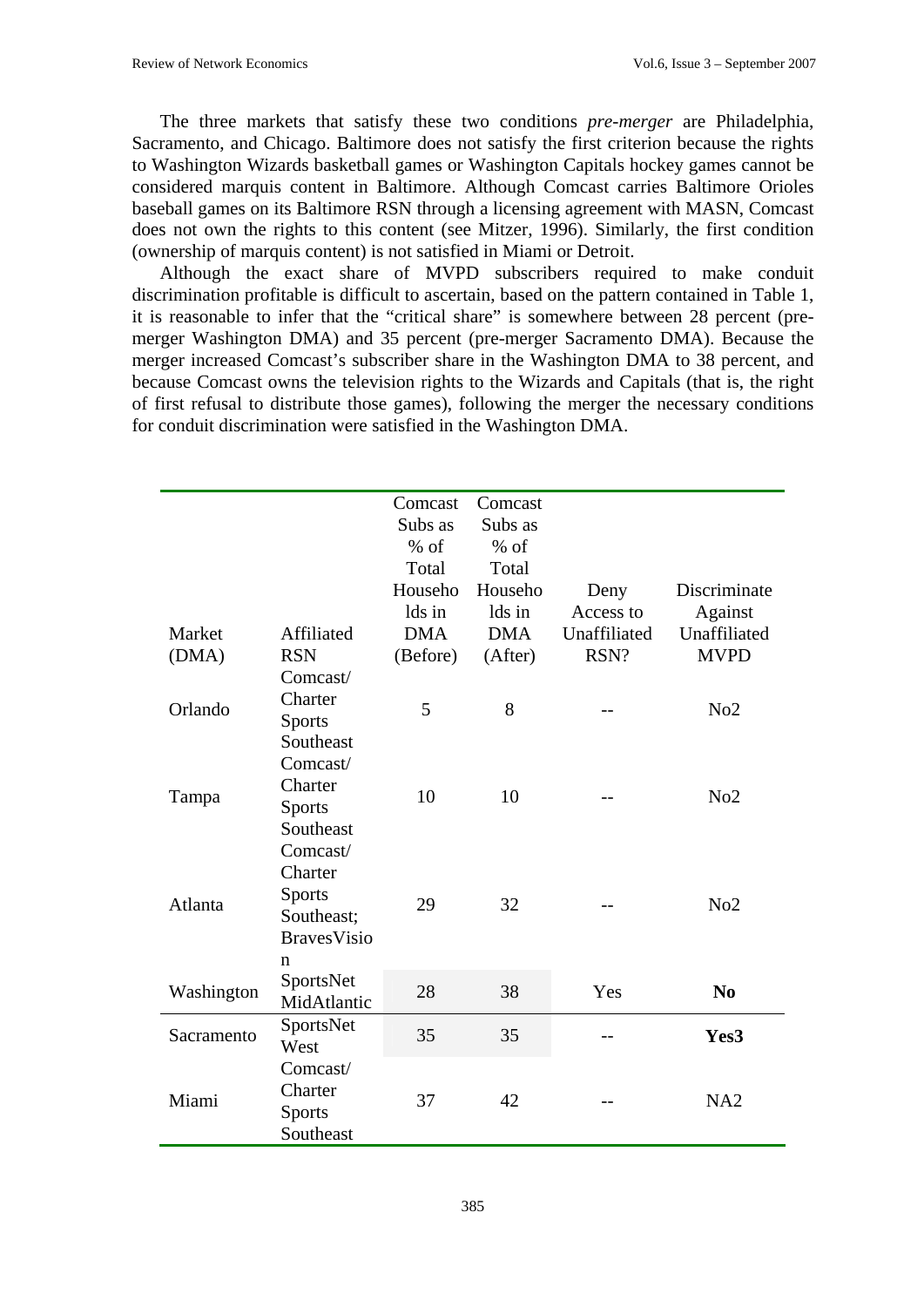The three markets that satisfy these two conditions *pre-merger* are Philadelphia, Sacramento, and Chicago. Baltimore does not satisfy the first criterion because the rights to Washington Wizards basketball games or Washington Capitals hockey games cannot be considered marquis content in Baltimore. Although Comcast carries Baltimore Orioles baseball games on its Baltimore RSN through a licensing agreement with MASN, Comcast does not own the rights to this content (see Mitzer, 1996). Similarly, the first condition (ownership of marquis content) is not satisfied in Miami or Detroit.

Although the exact share of MVPD subscribers required to make conduit discrimination profitable is difficult to ascertain, based on the pattern contained in Table 1, it is reasonable to infer that the "critical share" is somewhere between 28 percent (pre-merger Washington DMA) and 35 percent (pre-merger Sacramento DMA). Because the merger increased Comcast's subscriber share in the Washington DMA to 38 percent, and because Comcast owns the television rights to the Wizards and Capitals (that is, the right of first refusal to distribute those games), following the merger the necessary conditions for conduit discrimination were satisfied in the Washington DMA.

| Market (DMA) | Affiliated RSN | Comcast Subs as % of Total Households in DMA (Before) | Comcast Subs as % of Total Households in DMA (After) | Deny Access to Unaffiliated RSN? | Discriminate Against Unaffiliated MVPD |
|---|---|---|---|---|---|
| Orlando | Comcast/ Charter Sports Southeast | 5 | 8 | -- | No2 |
| Tampa | Comcast/ Charter Sports Southeast | 10 | 10 | -- | No2 |
| Atlanta | Comcast/ Charter Sports Southeast; BravesVision | 29 | 32 | -- | No2 |
| Washington | SportsNet MidAtlantic | 28 | 38 | Yes | **No** |
| Sacramento | SportsNet West | 35 | 35 | -- | **Yes3** |
| Miami | Comcast/ Charter Sports Southeast | 37 | 42 | -- | NA2 |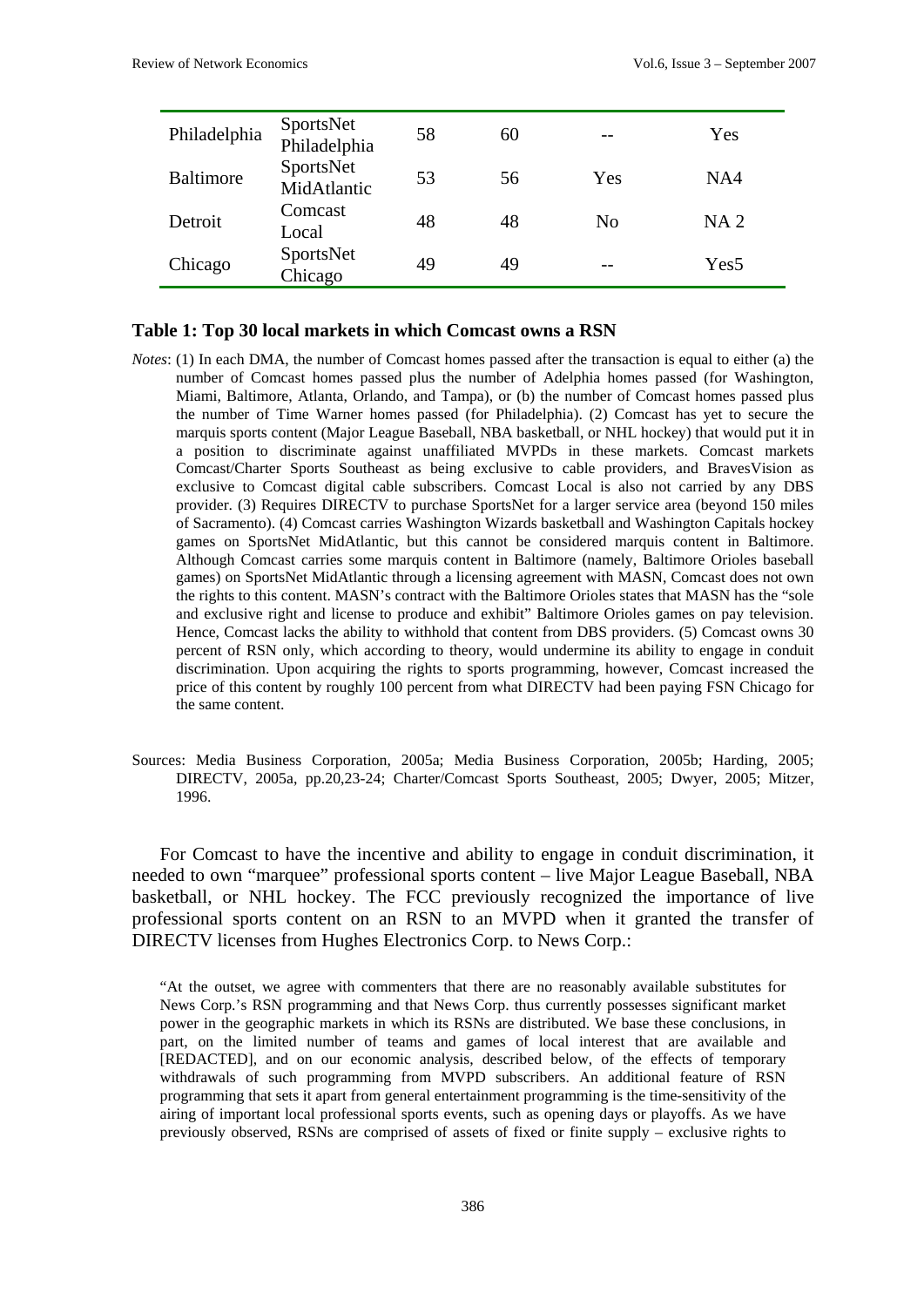| Philadelphia | SportsNet Philadelphia | 58 | 60 | -- | Yes |
|---|---|---|---|---|---|
| Baltimore | SportsNet MidAtlantic | 53 | 56 | Yes | NA4 |
| Detroit | Comcast Local | 48 | 48 | No | NA 2 |
| Chicago | SportsNet Chicago | 49 | 49 | -- | Yes5 |

**Table 1: Top 30 local markets in which Comcast owns a RSN**

*Notes*: (1) In each DMA, the number of Comcast homes passed after the transaction is equal to either (a) the number of Comcast homes passed plus the number of Adelphia homes passed (for Washington, Miami, Baltimore, Atlanta, Orlando, and Tampa), or (b) the number of Comcast homes passed plus the number of Time Warner homes passed (for Philadelphia). (2) Comcast has yet to secure the marquis sports content (Major League Baseball, NBA basketball, or NHL hockey) that would put it in a position to discriminate against unaffiliated MVPDs in these markets. Comcast markets Comcast/Charter Sports Southeast as being exclusive to cable providers, and BravesVision as exclusive to Comcast digital cable subscribers. Comcast Local is also not carried by any DBS provider. (3) Requires DIRECTV to purchase SportsNet for a larger service area (beyond 150 miles of Sacramento). (4) Comcast carries Washington Wizards basketball and Washington Capitals hockey games on SportsNet MidAtlantic, but this cannot be considered marquis content in Baltimore. Although Comcast carries some marquis content in Baltimore (namely, Baltimore Orioles baseball games) on SportsNet MidAtlantic through a licensing agreement with MASN, Comcast does not own the rights to this content. MASN's contract with the Baltimore Orioles states that MASN has the "sole and exclusive right and license to produce and exhibit" Baltimore Orioles games on pay television. Hence, Comcast lacks the ability to withhold that content from DBS providers. (5) Comcast owns 30 percent of RSN only, which according to theory, would undermine its ability to engage in conduit discrimination. Upon acquiring the rights to sports programming, however, Comcast increased the price of this content by roughly 100 percent from what DIRECTV had been paying FSN Chicago for the same content.

Sources: Media Business Corporation, 2005a; Media Business Corporation, 2005b; Harding, 2005; DIRECTV, 2005a, pp.20,23-24; Charter/Comcast Sports Southeast, 2005; Dwyer, 2005; Mitzer, 1996.

For Comcast to have the incentive and ability to engage in conduit discrimination, it needed to own "marquee" professional sports content – live Major League Baseball, NBA basketball, or NHL hockey. The FCC previously recognized the importance of live professional sports content on an RSN to an MVPD when it granted the transfer of DIRECTV licenses from Hughes Electronics Corp. to News Corp.:

> "At the outset, we agree with commenters that there are no reasonably available substitutes for News Corp.'s RSN programming and that News Corp. thus currently possesses significant market power in the geographic markets in which its RSNs are distributed. We base these conclusions, in part, on the limited number of teams and games of local interest that are available and [REDACTED], and on our economic analysis, described below, of the effects of temporary withdrawals of such programming from MVPD subscribers. An additional feature of RSN programming that sets it apart from general entertainment programming is the time-sensitivity of the airing of important local professional sports events, such as opening days or playoffs. As we have previously observed, RSNs are comprised of assets of fixed or finite supply – exclusive rights to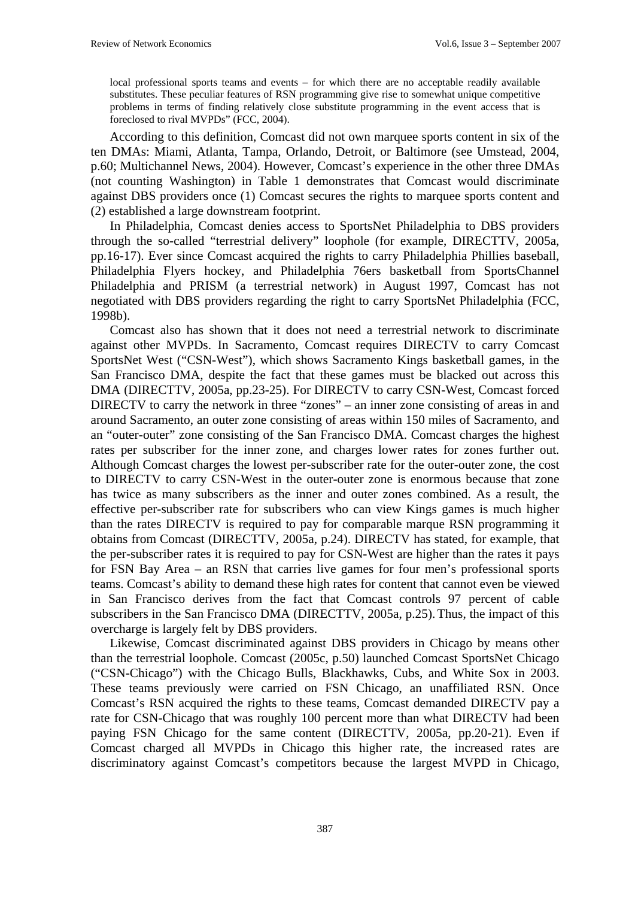> local professional sports teams and events – for which there are no acceptable readily available substitutes. These peculiar features of RSN programming give rise to somewhat unique competitive problems in terms of finding relatively close substitute programming in the event access that is foreclosed to rival MVPDs" (FCC, 2004).

According to this definition, Comcast did not own marquee sports content in six of the ten DMAs: Miami, Atlanta, Tampa, Orlando, Detroit, or Baltimore (see Umstead, 2004, p.60; Multichannel News, 2004). However, Comcast's experience in the other three DMAs (not counting Washington) in Table 1 demonstrates that Comcast would discriminate against DBS providers once (1) Comcast secures the rights to marquee sports content and (2) established a large downstream footprint.

In Philadelphia, Comcast denies access to SportsNet Philadelphia to DBS providers through the so-called "terrestrial delivery" loophole (for example, DIRECTTV, 2005a, pp.16-17). Ever since Comcast acquired the rights to carry Philadelphia Phillies baseball, Philadelphia Flyers hockey, and Philadelphia 76ers basketball from SportsChannel Philadelphia and PRISM (a terrestrial network) in August 1997, Comcast has not negotiated with DBS providers regarding the right to carry SportsNet Philadelphia (FCC, 1998b).

Comcast also has shown that it does not need a terrestrial network to discriminate against other MVPDs. In Sacramento, Comcast requires DIRECTV to carry Comcast SportsNet West ("CSN-West"), which shows Sacramento Kings basketball games, in the San Francisco DMA, despite the fact that these games must be blacked out across this DMA (DIRECTTV, 2005a, pp.23-25). For DIRECTV to carry CSN-West, Comcast forced DIRECTV to carry the network in three "zones" – an inner zone consisting of areas in and around Sacramento, an outer zone consisting of areas within 150 miles of Sacramento, and an "outer-outer" zone consisting of the San Francisco DMA. Comcast charges the highest rates per subscriber for the inner zone, and charges lower rates for zones further out. Although Comcast charges the lowest per-subscriber rate for the outer-outer zone, the cost to DIRECTV to carry CSN-West in the outer-outer zone is enormous because that zone has twice as many subscribers as the inner and outer zones combined. As a result, the effective per-subscriber rate for subscribers who can view Kings games is much higher than the rates DIRECTV is required to pay for comparable marque RSN programming it obtains from Comcast (DIRECTTV, 2005a, p.24). DIRECTV has stated, for example, that the per-subscriber rates it is required to pay for CSN-West are higher than the rates it pays for FSN Bay Area – an RSN that carries live games for four men's professional sports teams. Comcast's ability to demand these high rates for content that cannot even be viewed in San Francisco derives from the fact that Comcast controls 97 percent of cable subscribers in the San Francisco DMA (DIRECTTV, 2005a, p.25). Thus, the impact of this overcharge is largely felt by DBS providers.

Likewise, Comcast discriminated against DBS providers in Chicago by means other than the terrestrial loophole. Comcast (2005c, p.50) launched Comcast SportsNet Chicago ("CSN-Chicago") with the Chicago Bulls, Blackhawks, Cubs, and White Sox in 2003. These teams previously were carried on FSN Chicago, an unaffiliated RSN. Once Comcast's RSN acquired the rights to these teams, Comcast demanded DIRECTV pay a rate for CSN-Chicago that was roughly 100 percent more than what DIRECTV had been paying FSN Chicago for the same content (DIRECTTV, 2005a, pp.20-21). Even if Comcast charged all MVPDs in Chicago this higher rate, the increased rates are discriminatory against Comcast's competitors because the largest MVPD in Chicago,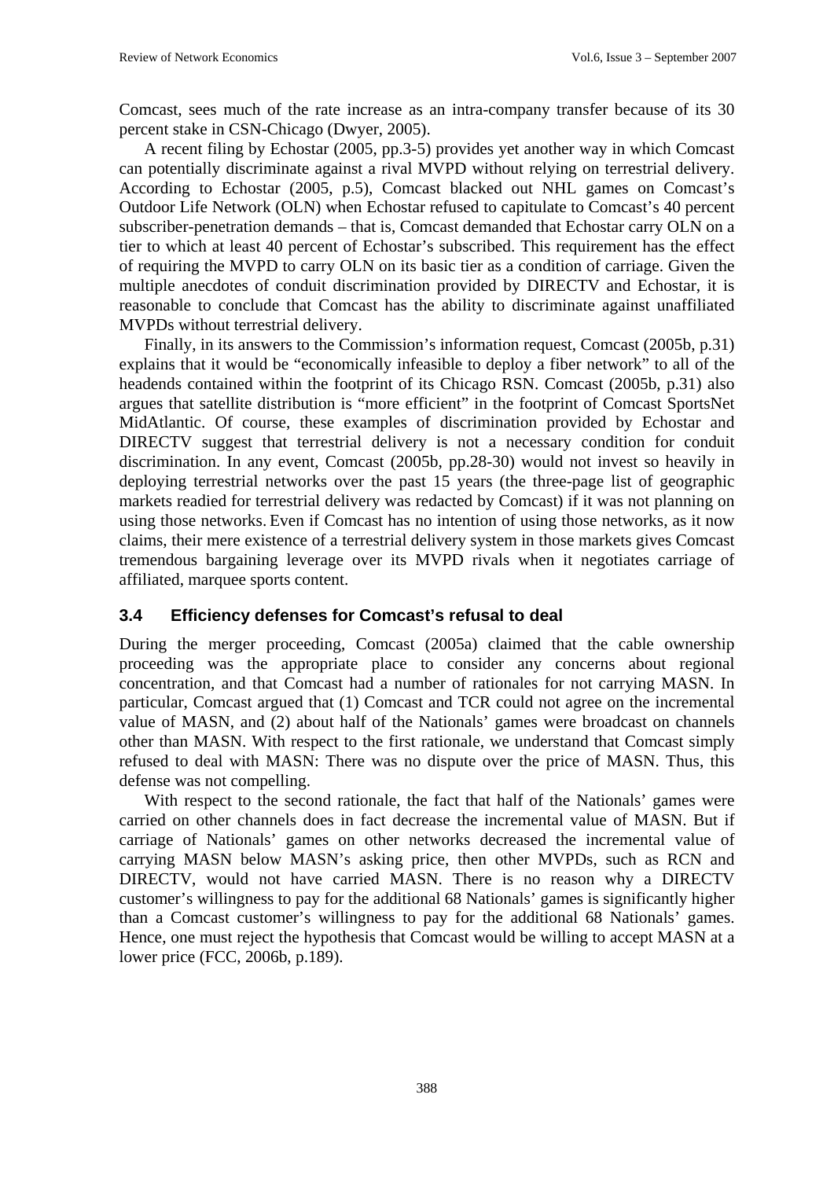Comcast, sees much of the rate increase as an intra-company transfer because of its 30 percent stake in CSN-Chicago (Dwyer, 2005).

A recent filing by Echostar (2005, pp.3-5) provides yet another way in which Comcast can potentially discriminate against a rival MVPD without relying on terrestrial delivery. According to Echostar (2005, p.5), Comcast blacked out NHL games on Comcast's Outdoor Life Network (OLN) when Echostar refused to capitulate to Comcast's 40 percent subscriber-penetration demands – that is, Comcast demanded that Echostar carry OLN on a tier to which at least 40 percent of Echostar's subscribed. This requirement has the effect of requiring the MVPD to carry OLN on its basic tier as a condition of carriage. Given the multiple anecdotes of conduit discrimination provided by DIRECTV and Echostar, it is reasonable to conclude that Comcast has the ability to discriminate against unaffiliated MVPDs without terrestrial delivery.

Finally, in its answers to the Commission's information request, Comcast (2005b, p.31) explains that it would be "economically infeasible to deploy a fiber network" to all of the headends contained within the footprint of its Chicago RSN. Comcast (2005b, p.31) also argues that satellite distribution is "more efficient" in the footprint of Comcast SportsNet MidAtlantic. Of course, these examples of discrimination provided by Echostar and DIRECTV suggest that terrestrial delivery is not a necessary condition for conduit discrimination. In any event, Comcast (2005b, pp.28-30) would not invest so heavily in deploying terrestrial networks over the past 15 years (the three-page list of geographic markets readied for terrestrial delivery was redacted by Comcast) if it was not planning on using those networks. Even if Comcast has no intention of using those networks, as it now claims, their mere existence of a terrestrial delivery system in those markets gives Comcast tremendous bargaining leverage over its MVPD rivals when it negotiates carriage of affiliated, marquee sports content.

### 3.4 Efficiency defenses for Comcast's refusal to deal

During the merger proceeding, Comcast (2005a) claimed that the cable ownership proceeding was the appropriate place to consider any concerns about regional concentration, and that Comcast had a number of rationales for not carrying MASN. In particular, Comcast argued that (1) Comcast and TCR could not agree on the incremental value of MASN, and (2) about half of the Nationals' games were broadcast on channels other than MASN. With respect to the first rationale, we understand that Comcast simply refused to deal with MASN: There was no dispute over the price of MASN. Thus, this defense was not compelling.

With respect to the second rationale, the fact that half of the Nationals' games were carried on other channels does in fact decrease the incremental value of MASN. But if carriage of Nationals' games on other networks decreased the incremental value of carrying MASN below MASN's asking price, then other MVPDs, such as RCN and DIRECTV, would not have carried MASN. There is no reason why a DIRECTV customer's willingness to pay for the additional 68 Nationals' games is significantly higher than a Comcast customer's willingness to pay for the additional 68 Nationals' games. Hence, one must reject the hypothesis that Comcast would be willing to accept MASN at a lower price (FCC, 2006b, p.189).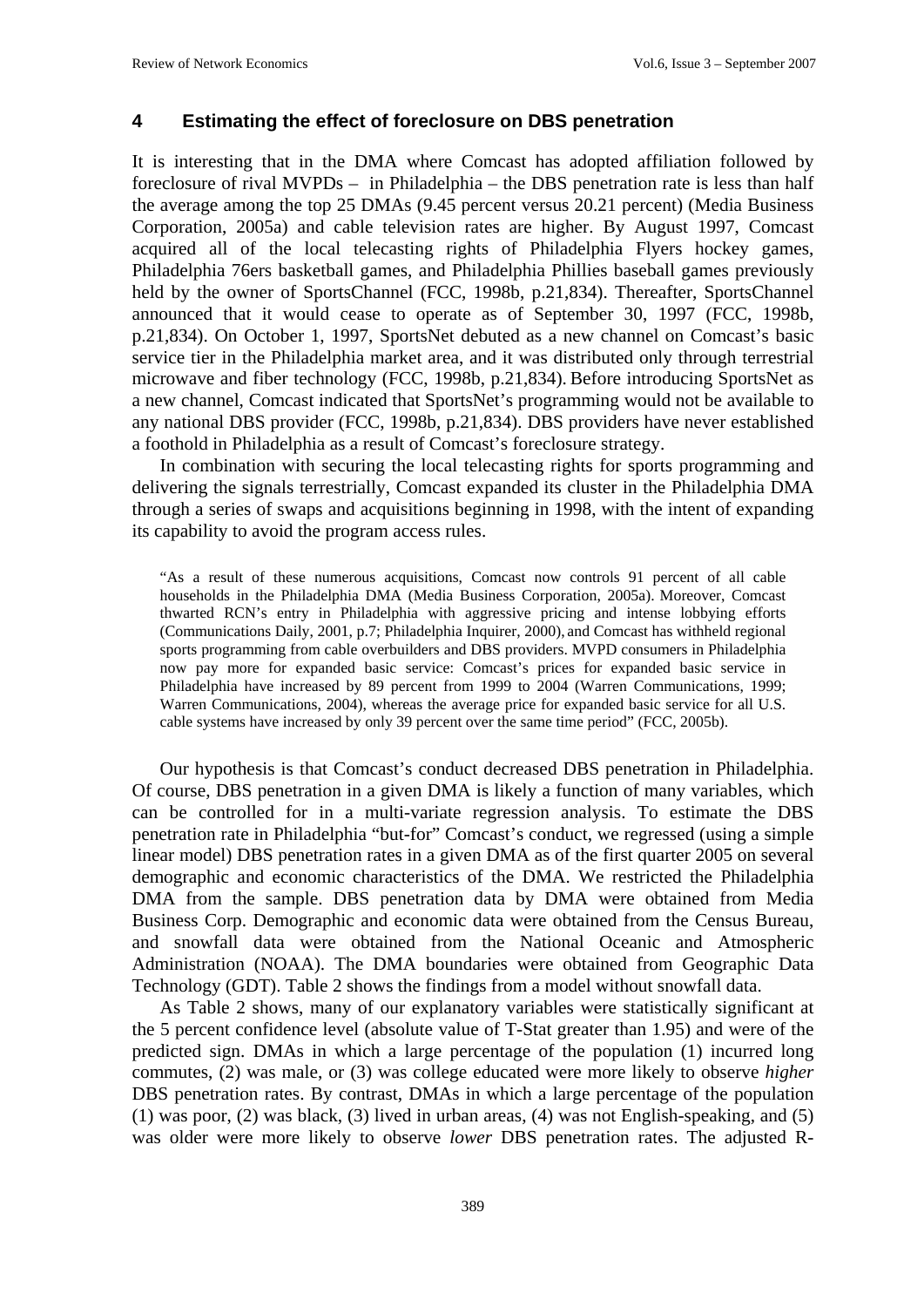## 4 Estimating the effect of foreclosure on DBS penetration

It is interesting that in the DMA where Comcast has adopted affiliation followed by foreclosure of rival MVPDs – in Philadelphia – the DBS penetration rate is less than half the average among the top 25 DMAs (9.45 percent versus 20.21 percent) (Media Business Corporation, 2005a) and cable television rates are higher. By August 1997, Comcast acquired all of the local telecasting rights of Philadelphia Flyers hockey games, Philadelphia 76ers basketball games, and Philadelphia Phillies baseball games previously held by the owner of SportsChannel (FCC, 1998b, p.21,834). Thereafter, SportsChannel announced that it would cease to operate as of September 30, 1997 (FCC, 1998b, p.21,834). On October 1, 1997, SportsNet debuted as a new channel on Comcast's basic service tier in the Philadelphia market area, and it was distributed only through terrestrial microwave and fiber technology (FCC, 1998b, p.21,834). Before introducing SportsNet as a new channel, Comcast indicated that SportsNet's programming would not be available to any national DBS provider (FCC, 1998b, p.21,834). DBS providers have never established a foothold in Philadelphia as a result of Comcast's foreclosure strategy.

In combination with securing the local telecasting rights for sports programming and delivering the signals terrestrially, Comcast expanded its cluster in the Philadelphia DMA through a series of swaps and acquisitions beginning in 1998, with the intent of expanding its capability to avoid the program access rules.

> "As a result of these numerous acquisitions, Comcast now controls 91 percent of all cable households in the Philadelphia DMA (Media Business Corporation, 2005a). Moreover, Comcast thwarted RCN's entry in Philadelphia with aggressive pricing and intense lobbying efforts (Communications Daily, 2001, p.7; Philadelphia Inquirer, 2000), and Comcast has withheld regional sports programming from cable overbuilders and DBS providers. MVPD consumers in Philadelphia now pay more for expanded basic service: Comcast's prices for expanded basic service in Philadelphia have increased by 89 percent from 1999 to 2004 (Warren Communications, 1999; Warren Communications, 2004), whereas the average price for expanded basic service for all U.S. cable systems have increased by only 39 percent over the same time period" (FCC, 2005b).

Our hypothesis is that Comcast's conduct decreased DBS penetration in Philadelphia. Of course, DBS penetration in a given DMA is likely a function of many variables, which can be controlled for in a multi-variate regression analysis. To estimate the DBS penetration rate in Philadelphia "but-for" Comcast's conduct, we regressed (using a simple linear model) DBS penetration rates in a given DMA as of the first quarter 2005 on several demographic and economic characteristics of the DMA. We restricted the Philadelphia DMA from the sample. DBS penetration data by DMA were obtained from Media Business Corp. Demographic and economic data were obtained from the Census Bureau, and snowfall data were obtained from the National Oceanic and Atmospheric Administration (NOAA). The DMA boundaries were obtained from Geographic Data Technology (GDT). Table 2 shows the findings from a model without snowfall data.

As Table 2 shows, many of our explanatory variables were statistically significant at the 5 percent confidence level (absolute value of T-Stat greater than 1.95) and were of the predicted sign. DMAs in which a large percentage of the population (1) incurred long commutes, (2) was male, or (3) was college educated were more likely to observe *higher* DBS penetration rates. By contrast, DMAs in which a large percentage of the population (1) was poor, (2) was black, (3) lived in urban areas, (4) was not English-speaking, and (5) was older were more likely to observe *lower* DBS penetration rates. The adjusted R-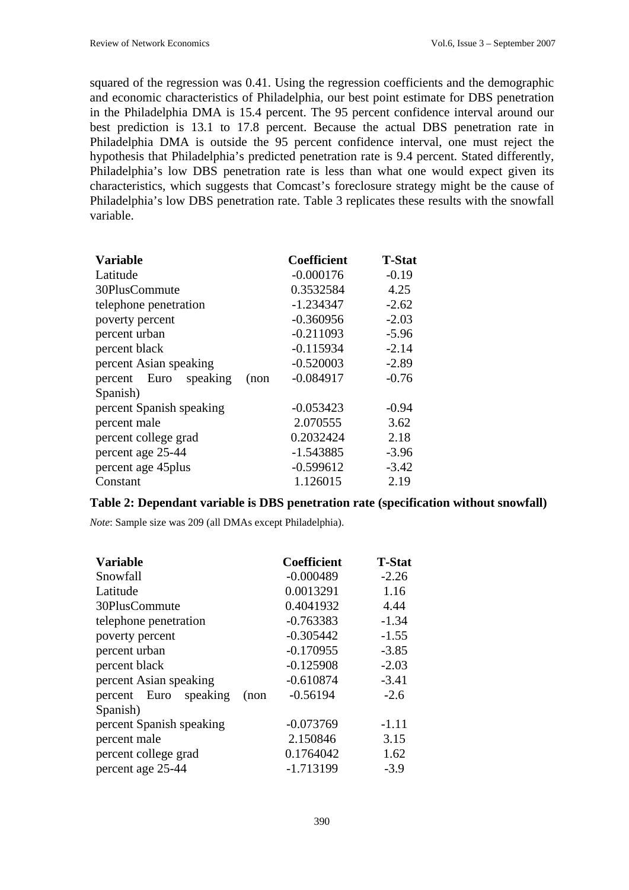squared of the regression was 0.41. Using the regression coefficients and the demographic and economic characteristics of Philadelphia, our best point estimate for DBS penetration in the Philadelphia DMA is 15.4 percent. The 95 percent confidence interval around our best prediction is 13.1 to 17.8 percent. Because the actual DBS penetration rate in Philadelphia DMA is outside the 95 percent confidence interval, one must reject the hypothesis that Philadelphia's predicted penetration rate is 9.4 percent. Stated differently, Philadelphia's low DBS penetration rate is less than what one would expect given its characteristics, which suggests that Comcast's foreclosure strategy might be the cause of Philadelphia's low DBS penetration rate. Table 3 replicates these results with the snowfall variable.

| Variable | Coefficient | T-Stat |
|---|---|---|
| Latitude | -0.000176 | -0.19 |
| 30PlusCommute | 0.3532584 | 4.25 |
| telephone penetration | -1.234347 | -2.62 |
| poverty percent | -0.360956 | -2.03 |
| percent urban | -0.211093 | -5.96 |
| percent black | -0.115934 | -2.14 |
| percent Asian speaking | -0.520003 | -2.89 |
| percent Euro speaking (non Spanish) | -0.084917 | -0.76 |
| percent Spanish speaking | -0.053423 | -0.94 |
| percent male | 2.070555 | 3.62 |
| percent college grad | 0.2032424 | 2.18 |
| percent age 25-44 | -1.543885 | -3.96 |
| percent age 45plus | -0.599612 | -3.42 |
| Constant | 1.126015 | 2.19 |

**Table 2: Dependant variable is DBS penetration rate (specification without snowfall)**

*Note*: Sample size was 209 (all DMAs except Philadelphia).

| Variable | Coefficient | T-Stat |
|---|---|---|
| Snowfall | -0.000489 | -2.26 |
| Latitude | 0.0013291 | 1.16 |
| 30PlusCommute | 0.4041932 | 4.44 |
| telephone penetration | -0.763383 | -1.34 |
| poverty percent | -0.305442 | -1.55 |
| percent urban | -0.170955 | -3.85 |
| percent black | -0.125908 | -2.03 |
| percent Asian speaking | -0.610874 | -3.41 |
| percent Euro speaking (non Spanish) | -0.56194 | -2.6 |
| percent Spanish speaking | -0.073769 | -1.11 |
| percent male | 2.150846 | 3.15 |
| percent college grad | 0.1764042 | 1.62 |
| percent age 25-44 | -1.713199 | -3.9 |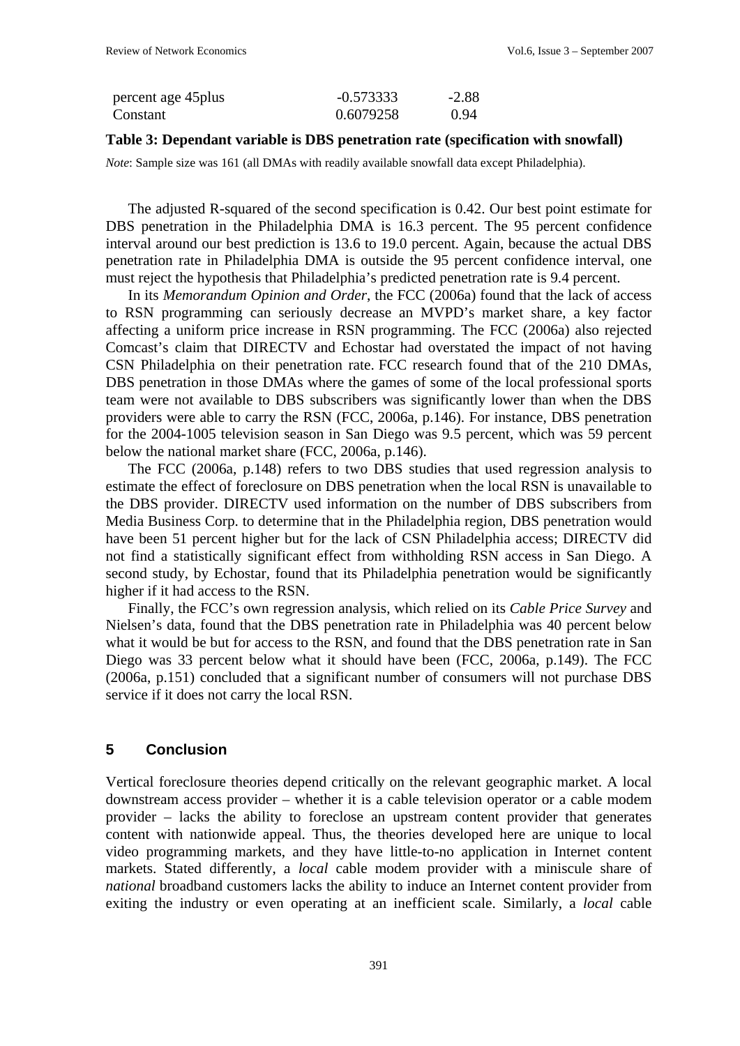| | | |
|---|---|---|
| percent age 45plus | -0.573333 | -2.88 |
| Constant | 0.6079258 | 0.94 |

**Table 3: Dependant variable is DBS penetration rate (specification with snowfall)**

*Note*: Sample size was 161 (all DMAs with readily available snowfall data except Philadelphia).

The adjusted R-squared of the second specification is 0.42. Our best point estimate for DBS penetration in the Philadelphia DMA is 16.3 percent. The 95 percent confidence interval around our best prediction is 13.6 to 19.0 percent. Again, because the actual DBS penetration rate in Philadelphia DMA is outside the 95 percent confidence interval, one must reject the hypothesis that Philadelphia's predicted penetration rate is 9.4 percent.

In its *Memorandum Opinion and Order*, the FCC (2006a) found that the lack of access to RSN programming can seriously decrease an MVPD's market share, a key factor affecting a uniform price increase in RSN programming. The FCC (2006a) also rejected Comcast's claim that DIRECTV and Echostar had overstated the impact of not having CSN Philadelphia on their penetration rate. FCC research found that of the 210 DMAs, DBS penetration in those DMAs where the games of some of the local professional sports team were not available to DBS subscribers was significantly lower than when the DBS providers were able to carry the RSN (FCC, 2006a, p.146). For instance, DBS penetration for the 2004-1005 television season in San Diego was 9.5 percent, which was 59 percent below the national market share (FCC, 2006a, p.146).

The FCC (2006a, p.148) refers to two DBS studies that used regression analysis to estimate the effect of foreclosure on DBS penetration when the local RSN is unavailable to the DBS provider. DIRECTV used information on the number of DBS subscribers from Media Business Corp. to determine that in the Philadelphia region, DBS penetration would have been 51 percent higher but for the lack of CSN Philadelphia access; DIRECTV did not find a statistically significant effect from withholding RSN access in San Diego. A second study, by Echostar, found that its Philadelphia penetration would be significantly higher if it had access to the RSN.

Finally, the FCC's own regression analysis, which relied on its *Cable Price Survey* and Nielsen's data, found that the DBS penetration rate in Philadelphia was 40 percent below what it would be but for access to the RSN, and found that the DBS penetration rate in San Diego was 33 percent below what it should have been (FCC, 2006a, p.149). The FCC (2006a, p.151) concluded that a significant number of consumers will not purchase DBS service if it does not carry the local RSN.

## 5 Conclusion

Vertical foreclosure theories depend critically on the relevant geographic market. A local downstream access provider – whether it is a cable television operator or a cable modem provider – lacks the ability to foreclose an upstream content provider that generates content with nationwide appeal. Thus, the theories developed here are unique to local video programming markets, and they have little-to-no application in Internet content markets. Stated differently, a *local* cable modem provider with a miniscule share of *national* broadband customers lacks the ability to induce an Internet content provider from exiting the industry or even operating at an inefficient scale. Similarly, a *local* cable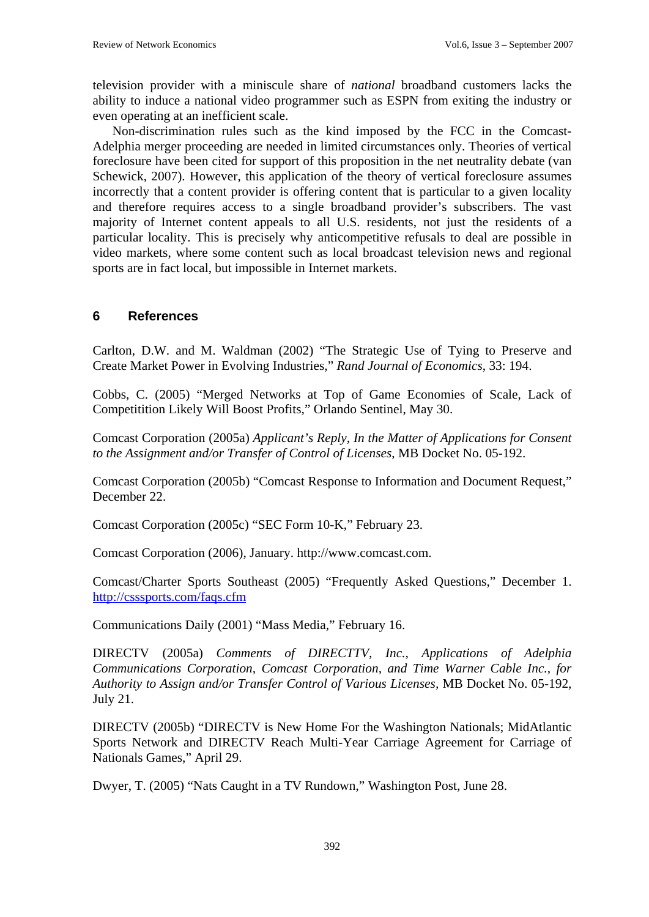television provider with a miniscule share of *national* broadband customers lacks the ability to induce a national video programmer such as ESPN from exiting the industry or even operating at an inefficient scale.

Non-discrimination rules such as the kind imposed by the FCC in the Comcast-Adelphia merger proceeding are needed in limited circumstances only. Theories of vertical foreclosure have been cited for support of this proposition in the net neutrality debate (van Schewick, 2007). However, this application of the theory of vertical foreclosure assumes incorrectly that a content provider is offering content that is particular to a given locality and therefore requires access to a single broadband provider's subscribers. The vast majority of Internet content appeals to all U.S. residents, not just the residents of a particular locality. This is precisely why anticompetitive refusals to deal are possible in video markets, where some content such as local broadcast television news and regional sports are in fact local, but impossible in Internet markets.

## 6 References

Carlton, D.W. and M. Waldman (2002) "The Strategic Use of Tying to Preserve and Create Market Power in Evolving Industries," *Rand Journal of Economics*, 33: 194.

Cobbs, C. (2005) "Merged Networks at Top of Game Economies of Scale, Lack of Competitition Likely Will Boost Profits," Orlando Sentinel, May 30.

Comcast Corporation (2005a) *Applicant's Reply, In the Matter of Applications for Consent to the Assignment and/or Transfer of Control of Licenses*, MB Docket No. 05-192.

Comcast Corporation (2005b) "Comcast Response to Information and Document Request," December 22.

Comcast Corporation (2005c) "SEC Form 10-K," February 23.

Comcast Corporation (2006), January. http://www.comcast.com.

Comcast/Charter Sports Southeast (2005) "Frequently Asked Questions," December 1. http://csssports.com/faqs.cfm

Communications Daily (2001) "Mass Media," February 16.

DIRECTV (2005a) *Comments of DIRECTTV, Inc., Applications of Adelphia Communications Corporation, Comcast Corporation, and Time Warner Cable Inc., for Authority to Assign and/or Transfer Control of Various Licenses*, MB Docket No. 05-192, July 21.

DIRECTV (2005b) "DIRECTV is New Home For the Washington Nationals; MidAtlantic Sports Network and DIRECTV Reach Multi-Year Carriage Agreement for Carriage of Nationals Games," April 29.

Dwyer, T. (2005) "Nats Caught in a TV Rundown," Washington Post, June 28.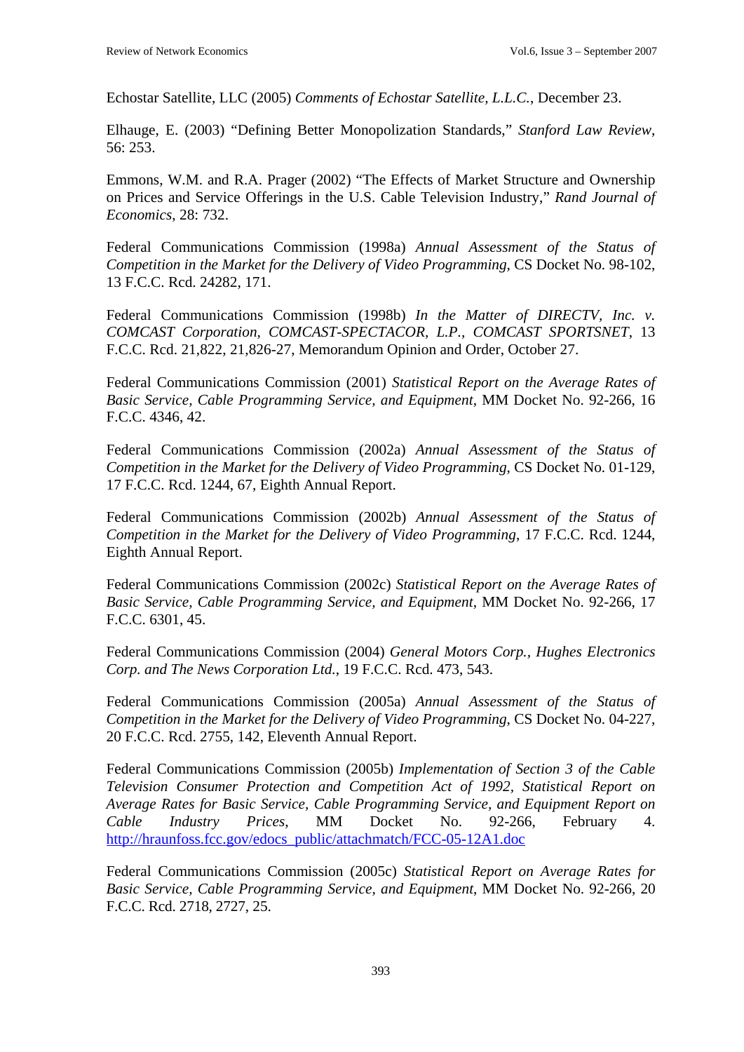Echostar Satellite, LLC (2005) *Comments of Echostar Satellite, L.L.C.*, December 23.

Elhauge, E. (2003) "Defining Better Monopolization Standards," *Stanford Law Review*, 56: 253.

Emmons, W.M. and R.A. Prager (2002) "The Effects of Market Structure and Ownership on Prices and Service Offerings in the U.S. Cable Television Industry," *Rand Journal of Economics*, 28: 732.

Federal Communications Commission (1998a) *Annual Assessment of the Status of Competition in the Market for the Delivery of Video Programming*, CS Docket No. 98-102, 13 F.C.C. Rcd. 24282, 171.

Federal Communications Commission (1998b) *In the Matter of DIRECTV, Inc. v. COMCAST Corporation, COMCAST-SPECTACOR, L.P., COMCAST SPORTSNET*, 13 F.C.C. Rcd. 21,822, 21,826-27, Memorandum Opinion and Order, October 27.

Federal Communications Commission (2001) *Statistical Report on the Average Rates of Basic Service, Cable Programming Service, and Equipment*, MM Docket No. 92-266, 16 F.C.C. 4346, 42.

Federal Communications Commission (2002a) *Annual Assessment of the Status of Competition in the Market for the Delivery of Video Programming*, CS Docket No. 01-129, 17 F.C.C. Rcd. 1244, 67, Eighth Annual Report.

Federal Communications Commission (2002b) *Annual Assessment of the Status of Competition in the Market for the Delivery of Video Programming*, 17 F.C.C. Rcd. 1244, Eighth Annual Report.

Federal Communications Commission (2002c) *Statistical Report on the Average Rates of Basic Service, Cable Programming Service, and Equipment*, MM Docket No. 92-266, 17 F.C.C. 6301, 45.

Federal Communications Commission (2004) *General Motors Corp., Hughes Electronics Corp. and The News Corporation Ltd.*, 19 F.C.C. Rcd. 473, 543.

Federal Communications Commission (2005a) *Annual Assessment of the Status of Competition in the Market for the Delivery of Video Programming*, CS Docket No. 04-227, 20 F.C.C. Rcd. 2755, 142, Eleventh Annual Report.

Federal Communications Commission (2005b) *Implementation of Section 3 of the Cable Television Consumer Protection and Competition Act of 1992, Statistical Report on Average Rates for Basic Service, Cable Programming Service, and Equipment Report on Cable Industry Prices*, MM Docket No. 92-266, February 4. http://hraunfoss.fcc.gov/edocs_public/attachmatch/FCC-05-12A1.doc

Federal Communications Commission (2005c) *Statistical Report on Average Rates for Basic Service, Cable Programming Service, and Equipment*, MM Docket No. 92-266, 20 F.C.C. Rcd. 2718, 2727, 25.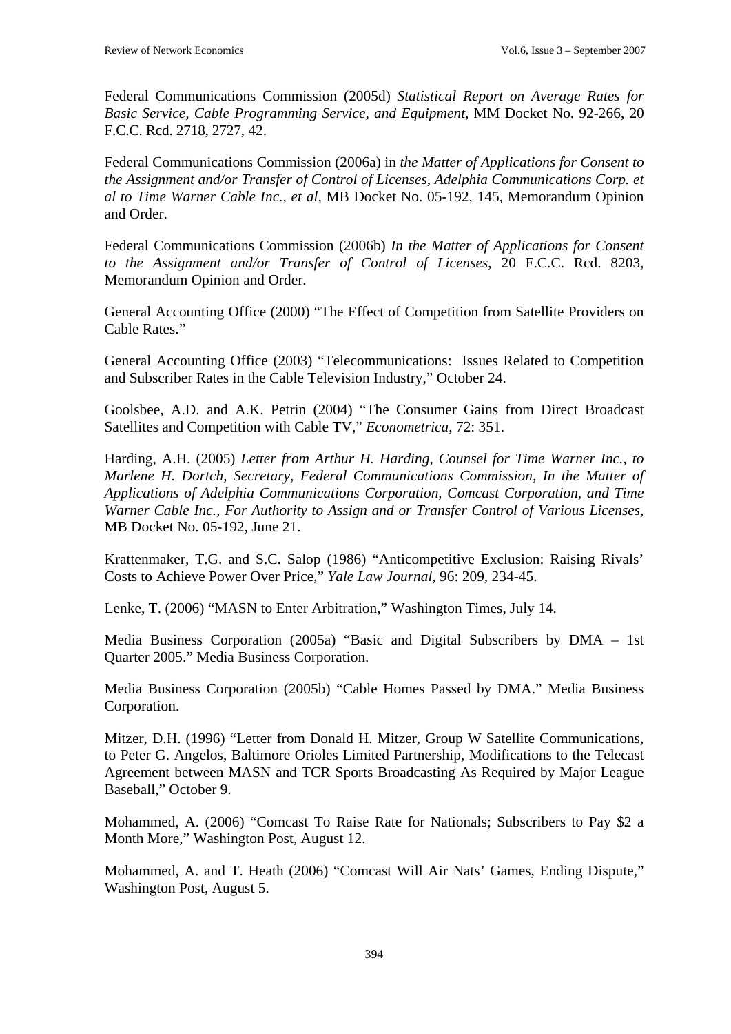Federal Communications Commission (2005d) *Statistical Report on Average Rates for Basic Service, Cable Programming Service, and Equipment*, MM Docket No. 92-266, 20 F.C.C. Rcd. 2718, 2727, 42.

Federal Communications Commission (2006a) in *the Matter of Applications for Consent to the Assignment and/or Transfer of Control of Licenses, Adelphia Communications Corp. et al to Time Warner Cable Inc., et al*, MB Docket No. 05-192, 145, Memorandum Opinion and Order.

Federal Communications Commission (2006b) *In the Matter of Applications for Consent to the Assignment and/or Transfer of Control of Licenses*, 20 F.C.C. Rcd. 8203, Memorandum Opinion and Order.

General Accounting Office (2000) "The Effect of Competition from Satellite Providers on Cable Rates."

General Accounting Office (2003) "Telecommunications: Issues Related to Competition and Subscriber Rates in the Cable Television Industry," October 24.

Goolsbee, A.D. and A.K. Petrin (2004) "The Consumer Gains from Direct Broadcast Satellites and Competition with Cable TV," *Econometrica*, 72: 351.

Harding, A.H. (2005) *Letter from Arthur H. Harding, Counsel for Time Warner Inc., to Marlene H. Dortch, Secretary, Federal Communications Commission, In the Matter of Applications of Adelphia Communications Corporation, Comcast Corporation, and Time Warner Cable Inc., For Authority to Assign and or Transfer Control of Various Licenses,* MB Docket No. 05-192, June 21.

Krattenmaker, T.G. and S.C. Salop (1986) "Anticompetitive Exclusion: Raising Rivals' Costs to Achieve Power Over Price," *Yale Law Journal*, 96: 209, 234-45.

Lenke, T. (2006) "MASN to Enter Arbitration," Washington Times, July 14.

Media Business Corporation (2005a) "Basic and Digital Subscribers by DMA – 1st Quarter 2005." Media Business Corporation.

Media Business Corporation (2005b) "Cable Homes Passed by DMA." Media Business Corporation.

Mitzer, D.H. (1996) "Letter from Donald H. Mitzer, Group W Satellite Communications, to Peter G. Angelos, Baltimore Orioles Limited Partnership, Modifications to the Telecast Agreement between MASN and TCR Sports Broadcasting As Required by Major League Baseball," October 9.

Mohammed, A. (2006) "Comcast To Raise Rate for Nationals; Subscribers to Pay $2 a Month More," Washington Post, August 12.

Mohammed, A. and T. Heath (2006) "Comcast Will Air Nats' Games, Ending Dispute," Washington Post, August 5.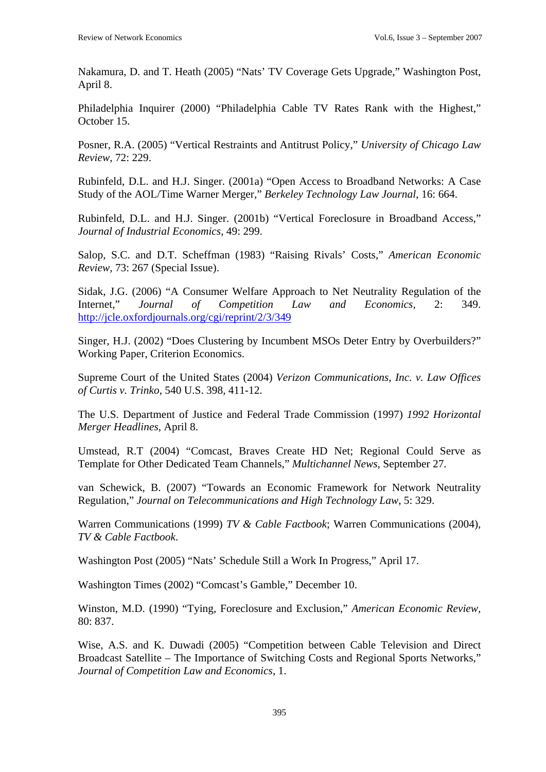Nakamura, D. and T. Heath (2005) "Nats' TV Coverage Gets Upgrade," Washington Post, April 8.

Philadelphia Inquirer (2000) "Philadelphia Cable TV Rates Rank with the Highest," October 15.

Posner, R.A. (2005) "Vertical Restraints and Antitrust Policy," *University of Chicago Law Review*, 72: 229.

Rubinfeld, D.L. and H.J. Singer. (2001a) "Open Access to Broadband Networks: A Case Study of the AOL/Time Warner Merger," *Berkeley Technology Law Journal*, 16: 664.

Rubinfeld, D.L. and H.J. Singer. (2001b) "Vertical Foreclosure in Broadband Access," *Journal of Industrial Economics*, 49: 299.

Salop, S.C. and D.T. Scheffman (1983) "Raising Rivals' Costs," *American Economic Review*, 73: 267 (Special Issue).

Sidak, J.G. (2006) "A Consumer Welfare Approach to Net Neutrality Regulation of the Internet," *Journal of Competition Law and Economics*, 2: 349. http://jcle.oxfordjournals.org/cgi/reprint/2/3/349

Singer, H.J. (2002) "Does Clustering by Incumbent MSOs Deter Entry by Overbuilders?" Working Paper, Criterion Economics.

Supreme Court of the United States (2004) *Verizon Communications, Inc. v. Law Offices of Curtis v. Trinko*, 540 U.S. 398, 411-12.

The U.S. Department of Justice and Federal Trade Commission (1997) *1992 Horizontal Merger Headlines*, April 8.

Umstead, R.T (2004) "Comcast, Braves Create HD Net; Regional Could Serve as Template for Other Dedicated Team Channels," *Multichannel News*, September 27.

van Schewick, B. (2007) "Towards an Economic Framework for Network Neutrality Regulation," *Journal on Telecommunications and High Technology Law*, 5: 329.

Warren Communications (1999) *TV & Cable Factbook*; Warren Communications (2004), *TV & Cable Factbook*.

Washington Post (2005) "Nats' Schedule Still a Work In Progress," April 17.

Washington Times (2002) "Comcast's Gamble," December 10.

Winston, M.D. (1990) "Tying, Foreclosure and Exclusion," *American Economic Review*, 80: 837.

Wise, A.S. and K. Duwadi (2005) "Competition between Cable Television and Direct Broadcast Satellite – The Importance of Switching Costs and Regional Sports Networks," *Journal of Competition Law and Economics*, 1.